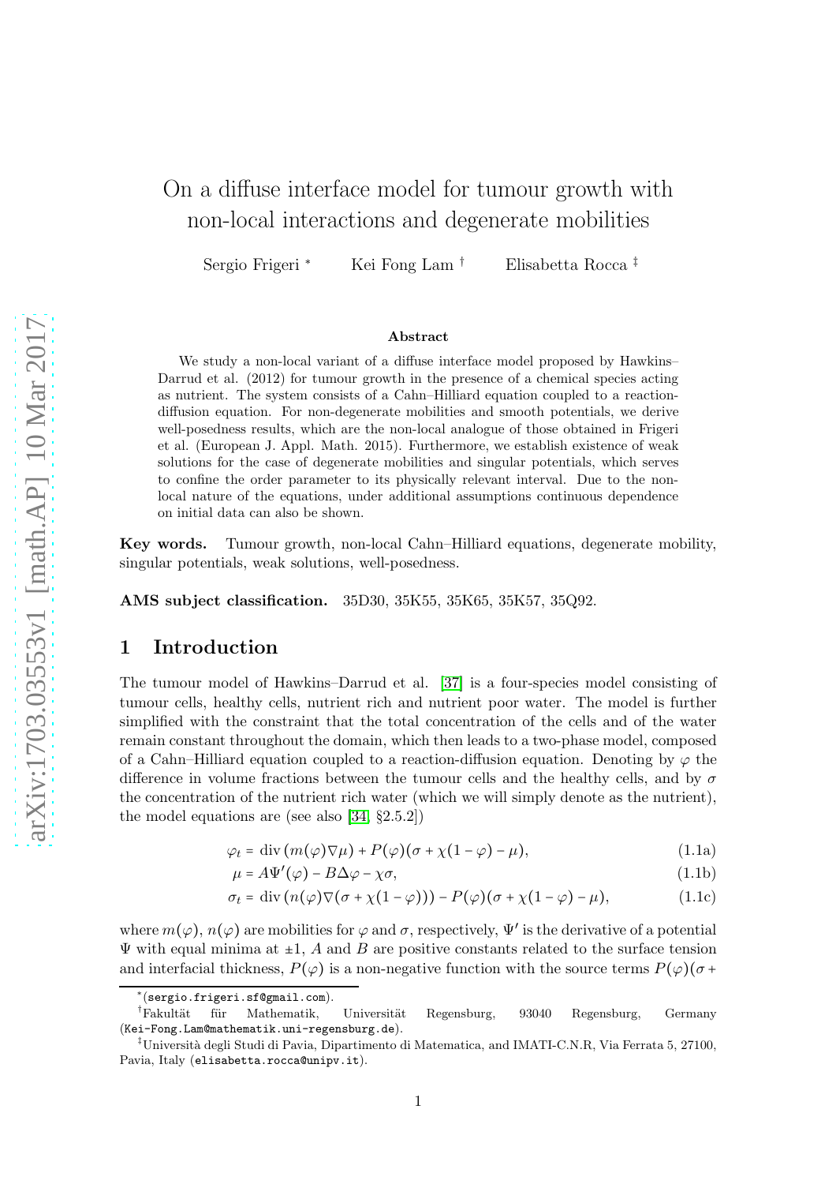# On a diffuse interface model for tumour growth with non-local interactions and degenerate mobilities

Sergio Frigeri [*] Kei Fong Lam [†] Elisabetta Rocca [‡]

## Abstract

We study a non-local variant of a diffuse interface model proposed by Hawkins–Darrud et al. (2012) for tumour growth in the presence of a chemical species acting as nutrient. The system consists of a Cahn–Hilliard equation coupled to a reaction-diffusion equation. For non-degenerate mobilities and smooth potentials, we derive well-posedness results, which are the non-local analogue of those obtained in Frigeri et al. (European J. Appl. Math. 2015). Furthermore, we establish existence of weak solutions for the case of degenerate mobilities and singular potentials, which serves to confine the order parameter to its physically relevant interval. Due to the non-local nature of the equations, under additional assumptions continuous dependence on initial data can also be shown.

**Key words.** Tumour growth, non-local Cahn–Hilliard equations, degenerate mobility, singular potentials, weak solutions, well-posedness.

**AMS subject classification.** 35D30, 35K55, 35K65, 35K57, 35Q92.

## 1 Introduction

The tumour model of Hawkins–Darrud et al. [37] is a four-species model consisting of tumour cells, healthy cells, nutrient rich and nutrient poor water. The model is further simplified with the constraint that the total concentration of the cells and of the water remain constant throughout the domain, which then leads to a two-phase model, composed of a Cahn–Hilliard equation coupled to a reaction-diffusion equation. Denoting by $\varphi$ the difference in volume fractions between the tumour cells and the healthy cells, and by $\sigma$ the concentration of the nutrient rich water (which we will simply denote as the nutrient), the model equations are (see also [34, §2.5.2])

$$\varphi_t = \operatorname{div}\left(m(\varphi)\nabla\mu\right) + P(\varphi)(\sigma + \chi(1-\varphi) - \mu), \tag{1.1a}$$

$$\mu = A\Psi'(\varphi) - B\Delta\varphi - \chi\sigma, \tag{1.1b}$$

$$\sigma_t = \operatorname{div}\left(n(\varphi)\nabla(\sigma + \chi(1-\varphi))\right) - P(\varphi)(\sigma + \chi(1-\varphi) - \mu), \tag{1.1c}$$

where $m(\varphi)$, $n(\varphi)$ are mobilities for $\varphi$ and $\sigma$, respectively, $\Psi'$ is the derivative of a potential $\Psi$ with equal minima at $\pm 1$, $A$ and $B$ are positive constants related to the surface tension and interfacial thickness, $P(\varphi)$ is a non-negative function with the source terms $P(\varphi)(\sigma +$

---

[*] (sergio.frigeri.sf@gmail.com).

[†] Fakultät für Mathematik, Universität Regensburg, 93040 Regensburg, Germany (Kei-Fong.Lam@mathematik.uni-regensburg.de).

[‡] Università degli Studi di Pavia, Dipartimento di Matematica, and IMATI-C.N.R, Via Ferrata 5, 27100, Pavia, Italy (elisabetta.rocca@unipv.it).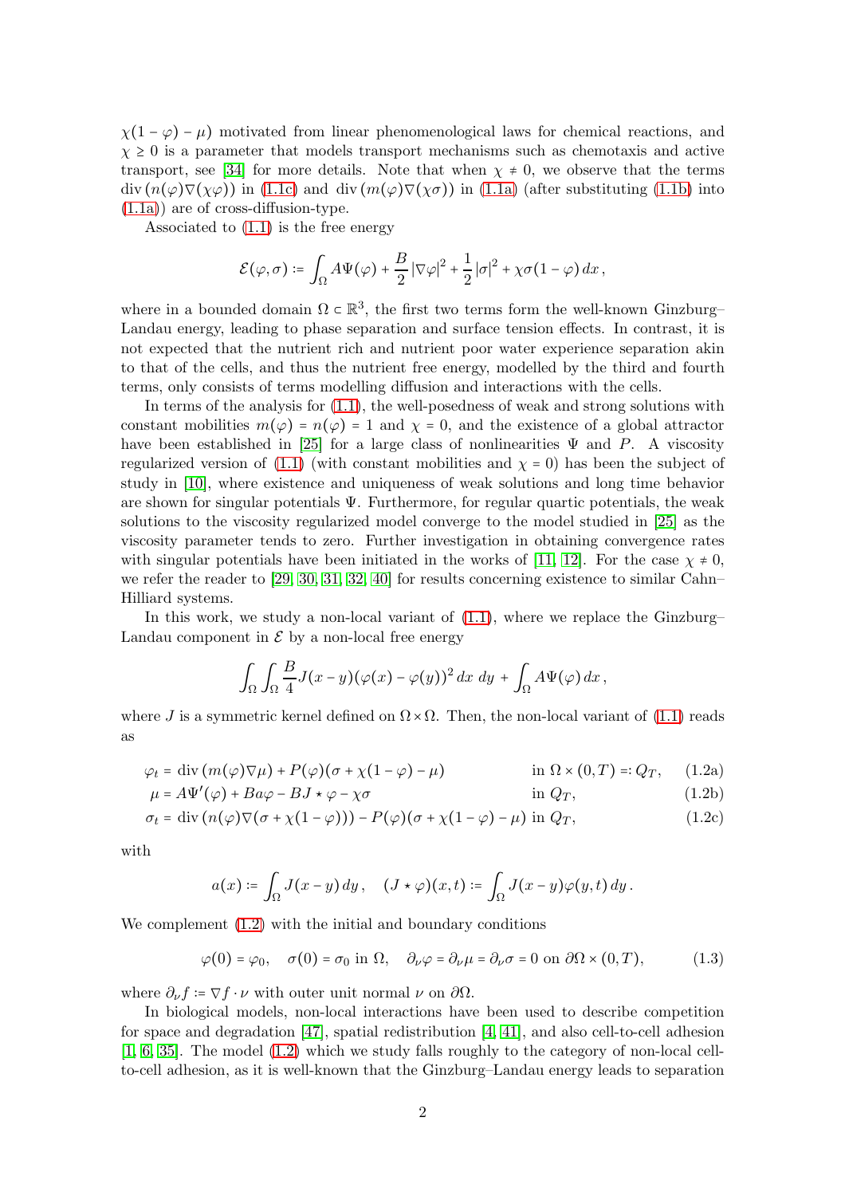$\chi(1-\varphi)-\mu)$ motivated from linear phenomenological laws for chemical reactions, and $\chi \geq 0$ is a parameter that models transport mechanisms such as chemotaxis and active transport, see [34] for more details. Note that when $\chi \neq 0$, we observe that the terms $\operatorname{div}(n(\varphi)\nabla(\chi\varphi))$ in (1.1c) and $\operatorname{div}(m(\varphi)\nabla(\chi\sigma))$ in (1.1a) (after substituting (1.1b) into (1.1a)) are of cross-diffusion-type.

Associated to (1.1) is the free energy

$$\mathcal{E}(\varphi,\sigma) := \int_\Omega A\Psi(\varphi) + \frac{B}{2}|\nabla\varphi|^2 + \frac{1}{2}|\sigma|^2 + \chi\sigma(1-\varphi)\,dx\,,$$

where in a bounded domain $\Omega \subset \mathbb{R}^3$, the first two terms form the well-known Ginzburg–Landau energy, leading to phase separation and surface tension effects. In contrast, it is not expected that the nutrient rich and nutrient poor water experience separation akin to that of the cells, and thus the nutrient free energy, modelled by the third and fourth terms, only consists of terms modelling diffusion and interactions with the cells.

In terms of the analysis for (1.1), the well-posedness of weak and strong solutions with constant mobilities $m(\varphi) = n(\varphi) = 1$ and $\chi = 0$, and the existence of a global attractor have been established in [25] for a large class of nonlinearities $\Psi$ and $P$. A viscosity regularized version of (1.1) (with constant mobilities and $\chi = 0$) has been the subject of study in [10], where existence and uniqueness of weak solutions and long time behavior are shown for singular potentials $\Psi$. Furthermore, for regular quartic potentials, the weak solutions to the viscosity regularized model converge to the model studied in [25] as the viscosity parameter tends to zero. Further investigation in obtaining convergence rates with singular potentials have been initiated in the works of [11, 12]. For the case $\chi \neq 0$, we refer the reader to [29, 30, 31, 32, 40] for results concerning existence to similar Cahn–Hilliard systems.

In this work, we study a non-local variant of (1.1), where we replace the Ginzburg–Landau component in $\mathcal{E}$ by a non-local free energy

$$\int_\Omega\int_\Omega \frac{B}{4}J(x-y)(\varphi(x)-\varphi(y))^2\,dx\;dy + \int_\Omega A\Psi(\varphi)\,dx\,,$$

where $J$ is a symmetric kernel defined on $\Omega\times\Omega$. Then, the non-local variant of (1.1) reads as

$$\varphi_t = \operatorname{div}(m(\varphi)\nabla\mu) + P(\varphi)(\sigma + \chi(1-\varphi) - \mu) \quad \text{in } \Omega\times(0,T) =: Q_T, \tag{1.2a}$$

$$\mu = A\Psi'(\varphi) + Ba\varphi - BJ\star\varphi - \chi\sigma \quad \text{in } Q_T, \tag{1.2b}$$

$$\sigma_t = \operatorname{div}(n(\varphi)\nabla(\sigma + \chi(1-\varphi))) - P(\varphi)(\sigma + \chi(1-\varphi) - \mu) \text{ in } Q_T, \tag{1.2c}$$

with

$$a(x) := \int_\Omega J(x-y)\,dy\,, \quad (J\star\varphi)(x,t) := \int_\Omega J(x-y)\varphi(y,t)\,dy\,.$$

We complement (1.2) with the initial and boundary conditions

$$\varphi(0) = \varphi_0, \quad \sigma(0) = \sigma_0 \text{ in } \Omega, \quad \partial_\nu\varphi = \partial_\nu\mu = \partial_\nu\sigma = 0 \text{ on } \partial\Omega\times(0,T), \tag{1.3}$$

where $\partial_\nu f := \nabla f\cdot\nu$ with outer unit normal $\nu$ on $\partial\Omega$.

In biological models, non-local interactions have been used to describe competition for space and degradation [47], spatial redistribution [4, 41], and also cell-to-cell adhesion [1, 6, 35]. The model (1.2) which we study falls roughly to the category of non-local cell-to-cell adhesion, as it is well-known that the Ginzburg–Landau energy leads to separation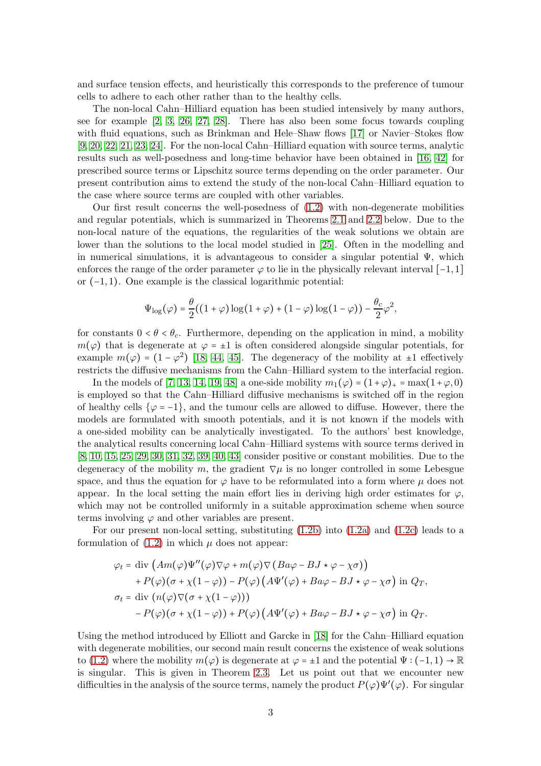and surface tension effects, and heuristically this corresponds to the preference of tumour cells to adhere to each other rather than to the healthy cells.

The non-local Cahn–Hilliard equation has been studied intensively by many authors, see for example [2, 3, 26, 27, 28]. There has also been some focus towards coupling with fluid equations, such as Brinkman and Hele–Shaw flows [17] or Navier–Stokes flow [9, 20, 22, 21, 23, 24]. For the non-local Cahn–Hilliard equation with source terms, analytic results such as well-posedness and long-time behavior have been obtained in [16, 42] for prescribed source terms or Lipschitz source terms depending on the order parameter. Our present contribution aims to extend the study of the non-local Cahn–Hilliard equation to the case where source terms are coupled with other variables.

Our first result concerns the well-posedness of (1.2) with non-degenerate mobilities and regular potentials, which is summarized in Theorems 2.1 and 2.2 below. Due to the non-local nature of the equations, the regularities of the weak solutions we obtain are lower than the solutions to the local model studied in [25]. Often in the modelling and in numerical simulations, it is advantageous to consider a singular potential $\Psi$, which enforces the range of the order parameter $\varphi$ to lie in the physically relevant interval $[-1,1]$ or $(-1,1)$. One example is the classical logarithmic potential:

$$\Psi_{\log}(\varphi) = \frac{\theta}{2}((1+\varphi)\log(1+\varphi) + (1-\varphi)\log(1-\varphi)) - \frac{\theta_c}{2}\varphi^2,$$

for constants $0 < \theta < \theta_c$. Furthermore, depending on the application in mind, a mobility $m(\varphi)$ that is degenerate at $\varphi = \pm 1$ is often considered alongside singular potentials, for example $m(\varphi) = (1-\varphi^2)$ [18, 44, 45]. The degeneracy of the mobility at $\pm 1$ effectively restricts the diffusive mechanisms from the Cahn–Hilliard system to the interfacial region.

In the models of [7, 13, 14, 19, 48] a one-side mobility $m_1(\varphi) = (1+\varphi)_+ = \max(1+\varphi, 0)$ is employed so that the Cahn–Hilliard diffusive mechanisms is switched off in the region of healthy cells $\{\varphi = -1\}$, and the tumour cells are allowed to diffuse. However, there the models are formulated with smooth potentials, and it is not known if the models with a one-sided mobility can be analytically investigated. To the authors' best knowledge, the analytical results concerning local Cahn–Hilliard systems with source terms derived in [8, 10, 15, 25, 29, 30, 31, 32, 39, 40, 43] consider positive or constant mobilities. Due to the degeneracy of the mobility $m$, the gradient $\nabla \mu$ is no longer controlled in some Lebesgue space, and thus the equation for $\varphi$ have to be reformulated into a form where $\mu$ does not appear. In the local setting the main effort lies in deriving high order estimates for $\varphi$, which may not be controlled uniformly in a suitable approximation scheme when source terms involving $\varphi$ and other variables are present.

For our present non-local setting, substituting (1.2b) into (1.2a) and (1.2c) leads to a formulation of (1.2) in which $\mu$ does not appear:

$$\begin{aligned}
\varphi_t &= \operatorname{div}\left(Am(\varphi)\Psi''(\varphi)\nabla\varphi + m(\varphi)\nabla\left(Ba\varphi - BJ\star\varphi - \chi\sigma\right)\right) \\
&\quad + P(\varphi)(\sigma + \chi(1-\varphi)) - P(\varphi)\left(A\Psi'(\varphi) + Ba\varphi - BJ\star\varphi - \chi\sigma\right) \text{ in } Q_T, \\
\sigma_t &= \operatorname{div}\left(n(\varphi)\nabla(\sigma + \chi(1-\varphi))\right) \\
&\quad - P(\varphi)(\sigma + \chi(1-\varphi)) + P(\varphi)\left(A\Psi'(\varphi) + Ba\varphi - BJ\star\varphi - \chi\sigma\right) \text{ in } Q_T.
\end{aligned}$$

Using the method introduced by Elliott and Garcke in [18] for the Cahn–Hilliard equation with degenerate mobilities, our second main result concerns the existence of weak solutions to (1.2) where the mobility $m(\varphi)$ is degenerate at $\varphi = \pm 1$ and the potential $\Psi : (-1,1) \to \mathbb{R}$ is singular. This is given in Theorem 2.3. Let us point out that we encounter new difficulties in the analysis of the source terms, namely the product $P(\varphi)\Psi'(\varphi)$. For singular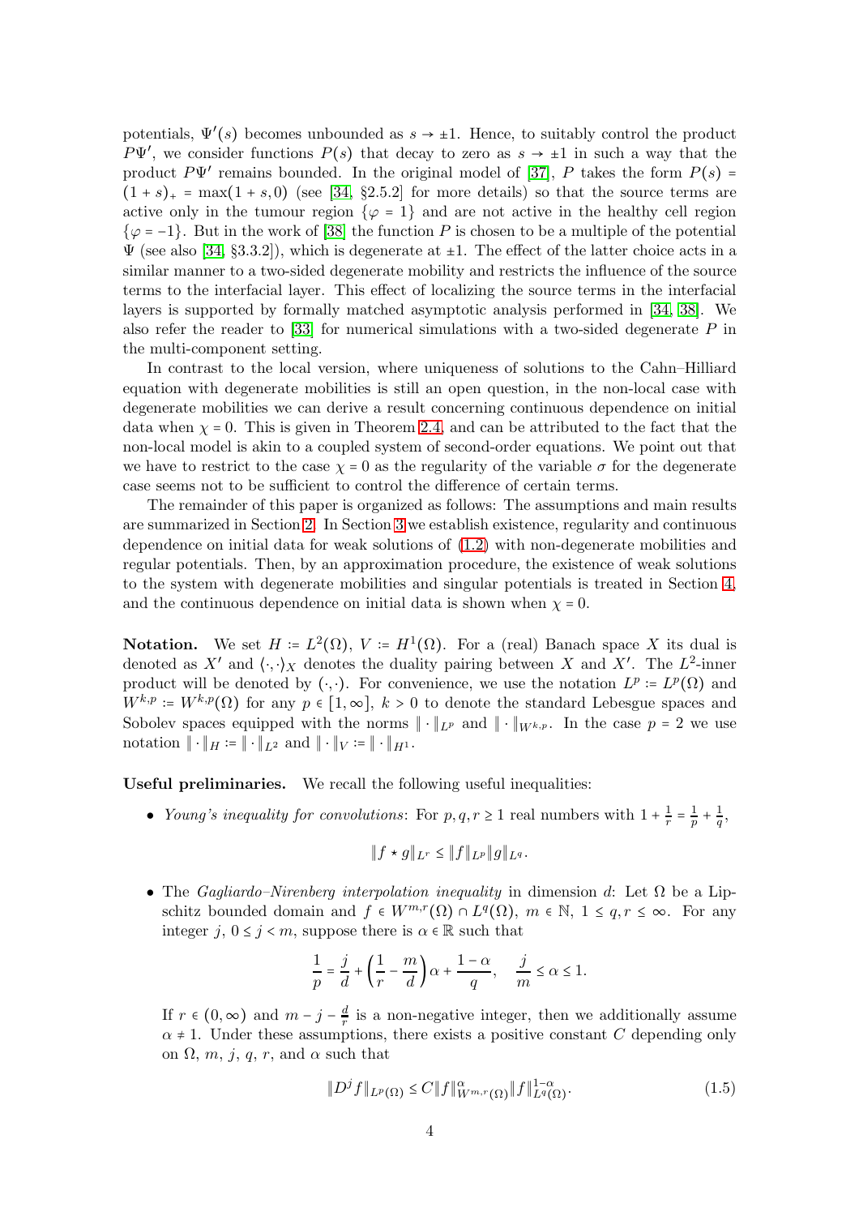potentials, $\Psi'(s)$ becomes unbounded as $s \to \pm 1$. Hence, to suitably control the product $P\Psi'$, we consider functions $P(s)$ that decay to zero as $s \to \pm 1$ in such a way that the product $P\Psi'$ remains bounded. In the original model of [37], $P$ takes the form $P(s) = (1+s)_+ = \max(1+s, 0)$ (see [34, §2.5.2] for more details) so that the source terms are active only in the tumour region $\{\varphi = 1\}$ and are not active in the healthy cell region $\{\varphi = -1\}$. But in the work of [38] the function $P$ is chosen to be a multiple of the potential $\Psi$ (see also [34, §3.3.2]), which is degenerate at $\pm 1$. The effect of the latter choice acts in a similar manner to a two-sided degenerate mobility and restricts the influence of the source terms to the interfacial layer. This effect of localizing the source terms in the interfacial layers is supported by formally matched asymptotic analysis performed in [34, 38]. We also refer the reader to [33] for numerical simulations with a two-sided degenerate $P$ in the multi-component setting.

In contrast to the local version, where uniqueness of solutions to the Cahn–Hilliard equation with degenerate mobilities is still an open question, in the non-local case with degenerate mobilities we can derive a result concerning continuous dependence on initial data when $\chi = 0$. This is given in Theorem 2.4, and can be attributed to the fact that the non-local model is akin to a coupled system of second-order equations. We point out that we have to restrict to the case $\chi = 0$ as the regularity of the variable $\sigma$ for the degenerate case seems not to be sufficient to control the difference of certain terms.

The remainder of this paper is organized as follows: The assumptions and main results are summarized in Section 2. In Section 3 we establish existence, regularity and continuous dependence on initial data for weak solutions of (1.2) with non-degenerate mobilities and regular potentials. Then, by an approximation procedure, the existence of weak solutions to the system with degenerate mobilities and singular potentials is treated in Section 4, and the continuous dependence on initial data is shown when $\chi = 0$.

**Notation.** We set $H := L^2(\Omega)$, $V := H^1(\Omega)$. For a (real) Banach space $X$ its dual is denoted as $X'$ and $\langle \cdot, \cdot \rangle_X$ denotes the duality pairing between $X$ and $X'$. The $L^2$-inner product will be denoted by $(\cdot, \cdot)$. For convenience, we use the notation $L^p := L^p(\Omega)$ and $W^{k,p} := W^{k,p}(\Omega)$ for any $p \in [1, \infty]$, $k > 0$ to denote the standard Lebesgue spaces and Sobolev spaces equipped with the norms $\| \cdot \|_{L^p}$ and $\| \cdot \|_{W^{k,p}}$. In the case $p = 2$ we use notation $\| \cdot \|_H := \| \cdot \|_{L^2}$ and $\| \cdot \|_V := \| \cdot \|_{H^1}$.

**Useful preliminaries.** We recall the following useful inequalities:

- *Young's inequality for convolutions*: For $p, q, r \geq 1$ real numbers with $1 + \frac{1}{r} = \frac{1}{p} + \frac{1}{q}$,

$$\|f \star g\|_{L^r} \leq \|f\|_{L^p} \|g\|_{L^q}.$$

- The *Gagliardo–Nirenberg interpolation inequality* in dimension $d$: Let $\Omega$ be a Lipschitz bounded domain and $f \in W^{m,r}(\Omega) \cap L^q(\Omega)$, $m \in \mathbb{N}$, $1 \leq q, r \leq \infty$. For any integer $j$, $0 \leq j < m$, suppose there is $\alpha \in \mathbb{R}$ such that

$$\frac{1}{p} = \frac{j}{d} + \left( \frac{1}{r} - \frac{m}{d} \right) \alpha + \frac{1 - \alpha}{q}, \quad \frac{j}{m} \leq \alpha \leq 1.$$

If $r \in (0, \infty)$ and $m - j - \frac{d}{r}$ is a non-negative integer, then we additionally assume $\alpha \neq 1$. Under these assumptions, there exists a positive constant $C$ depending only on $\Omega$, $m$, $j$, $q$, $r$, and $\alpha$ such that

$$\|D^j f\|_{L^p(\Omega)} \leq C \|f\|^{\alpha}_{W^{m,r}(\Omega)} \|f\|^{1-\alpha}_{L^q(\Omega)}. \tag{1.5}$$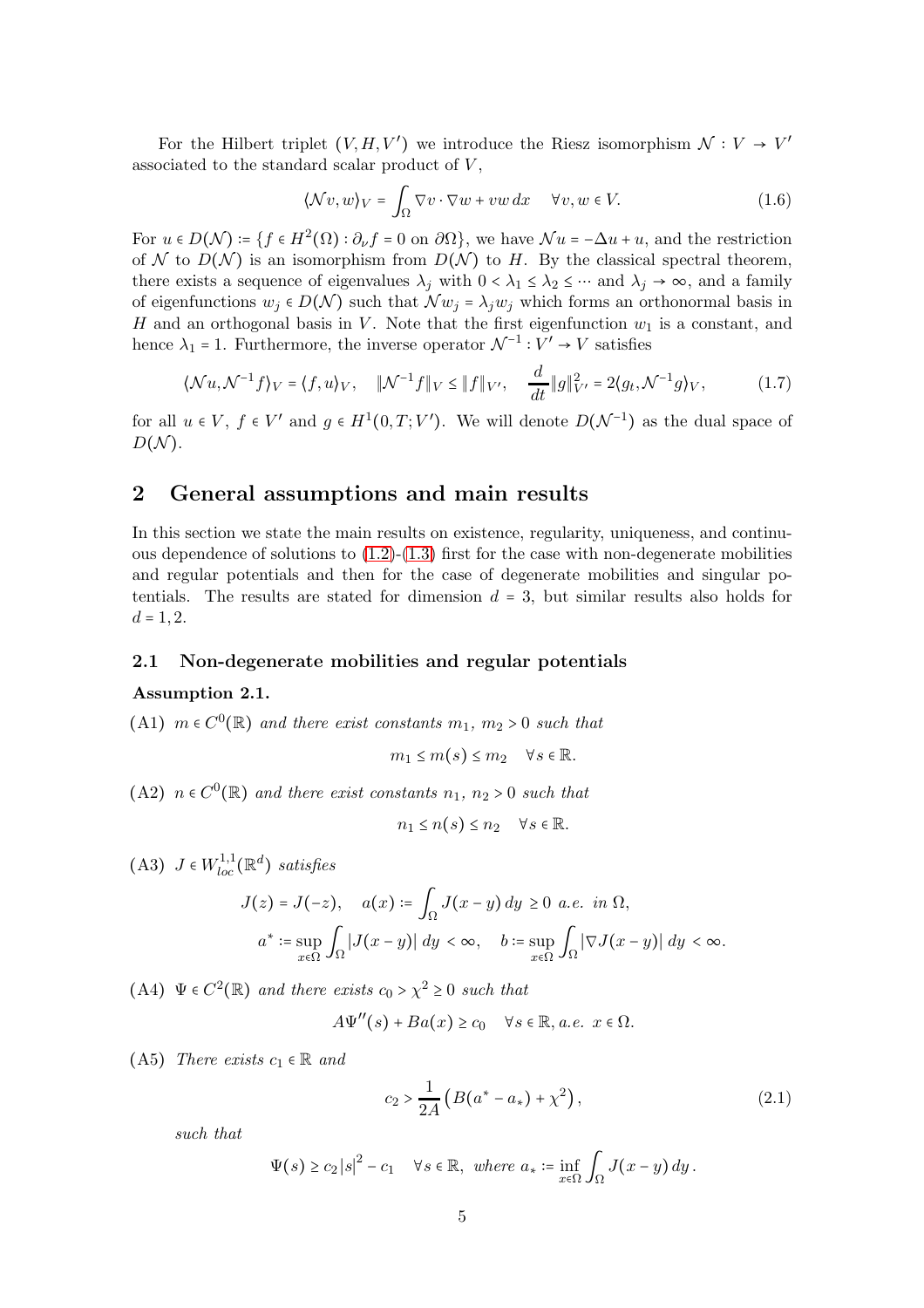For the Hilbert triplet $(V, H, V')$ we introduce the Riesz isomorphism $\mathcal{N} : V \to V'$ associated to the standard scalar product of $V$,

$$\langle \mathcal{N} v, w \rangle_V = \int_\Omega \nabla v \cdot \nabla w + vw \, dx \quad \forall v, w \in V. \tag{1.6}$$

For $u \in D(\mathcal{N}) := \{f \in H^2(\Omega) : \partial_\nu f = 0 \text{ on } \partial\Omega\}$, we have $\mathcal{N}u = -\Delta u + u$, and the restriction of $\mathcal{N}$ to $D(\mathcal{N})$ is an isomorphism from $D(\mathcal{N})$ to $H$. By the classical spectral theorem, there exists a sequence of eigenvalues $\lambda_j$ with $0 < \lambda_1 \le \lambda_2 \le \cdots$ and $\lambda_j \to \infty$, and a family of eigenfunctions $w_j \in D(\mathcal{N})$ such that $\mathcal{N} w_j = \lambda_j w_j$ which forms an orthonormal basis in $H$ and an orthogonal basis in $V$. Note that the first eigenfunction $w_1$ is a constant, and hence $\lambda_1 = 1$. Furthermore, the inverse operator $\mathcal{N}^{-1} : V' \to V$ satisfies

$$\langle \mathcal{N} u, \mathcal{N}^{-1} f \rangle_V = \langle f, u \rangle_V, \quad \|\mathcal{N}^{-1} f\|_V \le \|f\|_{V'}, \quad \frac{d}{dt}\|g\|_{V'}^2 = 2\langle g_t, \mathcal{N}^{-1} g \rangle_V, \tag{1.7}$$

for all $u \in V$, $f \in V'$ and $g \in H^1(0,T;V')$. We will denote $D(\mathcal{N}^{-1})$ as the dual space of $D(\mathcal{N})$.

## 2 General assumptions and main results

In this section we state the main results on existence, regularity, uniqueness, and continuous dependence of solutions to (1.2)-(1.3) first for the case with non-degenerate mobilities and regular potentials and then for the case of degenerate mobilities and singular potentials. The results are stated for dimension $d = 3$, but similar results also holds for $d = 1, 2$.

### 2.1 Non-degenerate mobilities and regular potentials

**Assumption 2.1.**

(A1) *$m \in C^0(\mathbb{R})$ and there exist constants $m_1$, $m_2 > 0$ such that*

$$m_1 \le m(s) \le m_2 \quad \forall s \in \mathbb{R}.$$

(A2) *$n \in C^0(\mathbb{R})$ and there exist constants $n_1$, $n_2 > 0$ such that*

$$n_1 \le n(s) \le n_2 \quad \forall s \in \mathbb{R}.$$

(A3) *$J \in W^{1,1}_{loc}(\mathbb{R}^d)$ satisfies*

$$J(z) = J(-z), \quad a(x) := \int_\Omega J(x-y)\, dy \ge 0 \text{ a.e. in } \Omega,$$
$$a^* := \sup_{x \in \Omega} \int_\Omega |J(x-y)|\, dy < \infty, \quad b := \sup_{x\in\Omega} \int_\Omega |\nabla J(x-y)|\, dy < \infty.$$

(A4) *$\Psi \in C^2(\mathbb{R})$ and there exists $c_0 > \chi^2 \ge 0$ such that*

$$A\Psi''(s) + Ba(x) \ge c_0 \quad \forall s \in \mathbb{R}, \text{a.e. } x \in \Omega.$$

(A5) *There exists $c_1 \in \mathbb{R}$ and*

$$c_2 > \frac{1}{2A}\left(B(a^* - a_*) + \chi^2\right), \tag{2.1}$$

*such that*

$$\Psi(s) \ge c_2 |s|^2 - c_1 \quad \forall s \in \mathbb{R}, \text{ where } a_* := \inf_{x\in\Omega} \int_\Omega J(x-y)\, dy\, .$$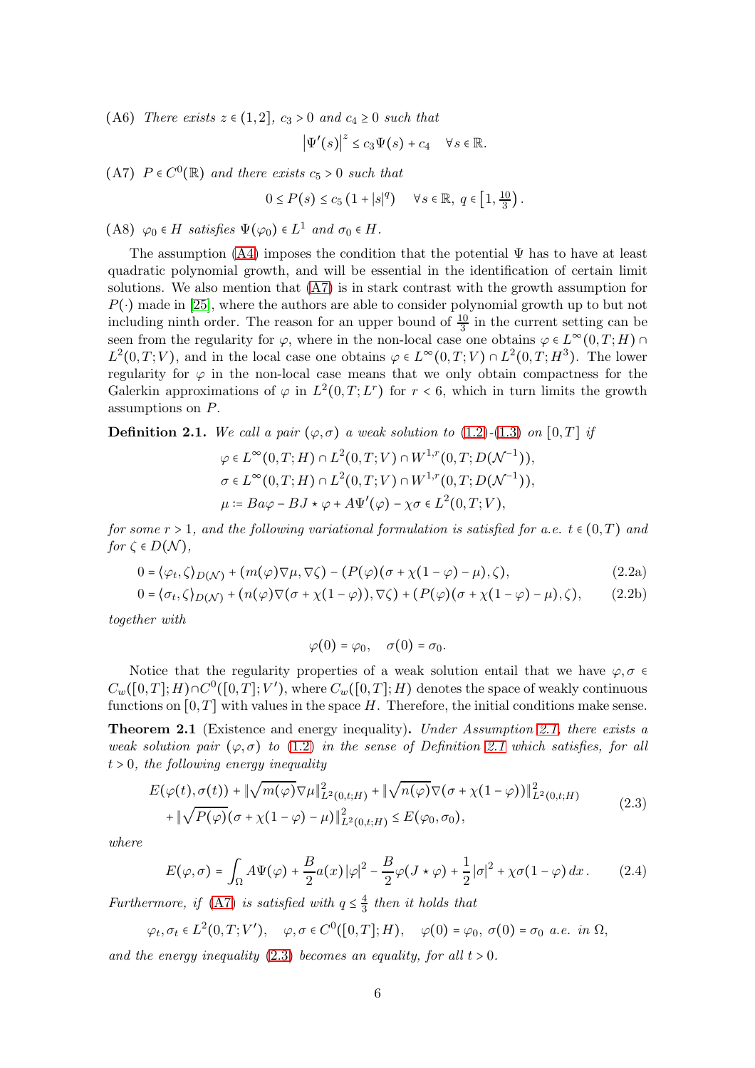(A6) *There exists $z \in (1,2]$, $c_3 > 0$ and $c_4 \geq 0$ such that*

$$\left|\Psi'(s)\right|^z \leq c_3 \Psi(s) + c_4 \quad \forall s \in \mathbb{R}.$$

(A7) *$P \in C^0(\mathbb{R})$ and there exists $c_5 > 0$ such that*

$$0 \leq P(s) \leq c_5 \left(1 + |s|^q\right) \quad \forall s \in \mathbb{R},\ q \in \left[1, \tfrac{10}{3}\right).$$

(A8) *$\varphi_0 \in H$ satisfies $\Psi(\varphi_0) \in L^1$ and $\sigma_0 \in H$.*

The assumption (A4) imposes the condition that the potential $\Psi$ has to have at least quadratic polynomial growth, and will be essential in the identification of certain limit solutions. We also mention that (A7) is in stark contrast with the growth assumption for $P(\cdot)$ made in [25], where the authors are able to consider polynomial growth up to but not including ninth order. The reason for an upper bound of $\frac{10}{3}$ in the current setting can be seen from the regularity for $\varphi$, where in the non-local case one obtains $\varphi \in L^\infty(0,T;H) \cap L^2(0,T;V)$, and in the local case one obtains $\varphi \in L^\infty(0,T;V) \cap L^2(0,T;H^3)$. The lower regularity for $\varphi$ in the non-local case means that we only obtain compactness for the Galerkin approximations of $\varphi$ in $L^2(0,T;L^r)$ for $r < 6$, which in turn limits the growth assumptions on $P$.

**Definition 2.1.** *We call a pair $(\varphi, \sigma)$ a weak solution to (1.2)-(1.3) on $[0,T]$ if*

$$\varphi \in L^\infty(0,T;H) \cap L^2(0,T;V) \cap W^{1,r}(0,T;D(\mathcal{N}^{-1})),$$
$$\sigma \in L^\infty(0,T;H) \cap L^2(0,T;V) \cap W^{1,r}(0,T;D(\mathcal{N}^{-1})),$$
$$\mu := Ba\varphi - BJ \star \varphi + A\Psi'(\varphi) - \chi\sigma \in L^2(0,T;V),$$

*for some $r > 1$, and the following variational formulation is satisfied for a.e. $t \in (0,T)$ and for $\zeta \in D(\mathcal{N})$,*

$$0 = \langle \varphi_t, \zeta \rangle_{D(\mathcal{N})} + (m(\varphi)\nabla\mu, \nabla\zeta) - (P(\varphi)(\sigma + \chi(1-\varphi) - \mu), \zeta), \tag{2.2a}$$

$$0 = \langle \sigma_t, \zeta \rangle_{D(\mathcal{N})} + (n(\varphi)\nabla(\sigma + \chi(1-\varphi)), \nabla\zeta) + (P(\varphi)(\sigma + \chi(1-\varphi) - \mu), \zeta), \tag{2.2b}$$

*together with*

$$\varphi(0) = \varphi_0, \quad \sigma(0) = \sigma_0.$$

Notice that the regularity properties of a weak solution entail that we have $\varphi, \sigma \in C_w([0,T];H) \cap C^0([0,T];V')$, where $C_w([0,T];H)$ denotes the space of weakly continuous functions on $[0,T]$ with values in the space $H$. Therefore, the initial conditions make sense.

**Theorem 2.1** (Existence and energy inequality)**.** *Under Assumption 2.1, there exists a weak solution pair $(\varphi, \sigma)$ to (1.2) in the sense of Definition 2.1 which satisfies, for all $t > 0$, the following energy inequality*

$$\begin{aligned} &E(\varphi(t), \sigma(t)) + \|\sqrt{m(\varphi)}\nabla\mu\|^2_{L^2(0,t;H)} + \|\sqrt{n(\varphi)}\nabla(\sigma + \chi(1-\varphi))\|^2_{L^2(0,t;H)} \\ &\quad + \|\sqrt{P(\varphi)}(\sigma + \chi(1-\varphi) - \mu)\|^2_{L^2(0,t;H)} \leq E(\varphi_0, \sigma_0), \end{aligned} \tag{2.3}$$

*where*

$$E(\varphi, \sigma) = \int_\Omega A\Psi(\varphi) + \frac{B}{2}a(x)|\varphi|^2 - \frac{B}{2}\varphi(J \star \varphi) + \frac{1}{2}|\sigma|^2 + \chi\sigma(1-\varphi)\, dx\,. \tag{2.4}$$

*Furthermore, if (A7) is satisfied with $q \leq \frac{4}{3}$ then it holds that*

$$\varphi_t, \sigma_t \in L^2(0,T;V'), \quad \varphi, \sigma \in C^0([0,T];H), \quad \varphi(0) = \varphi_0,\ \sigma(0) = \sigma_0 \text{ a.e. in } \Omega,$$

*and the energy inequality (2.3) becomes an equality, for all $t > 0$.*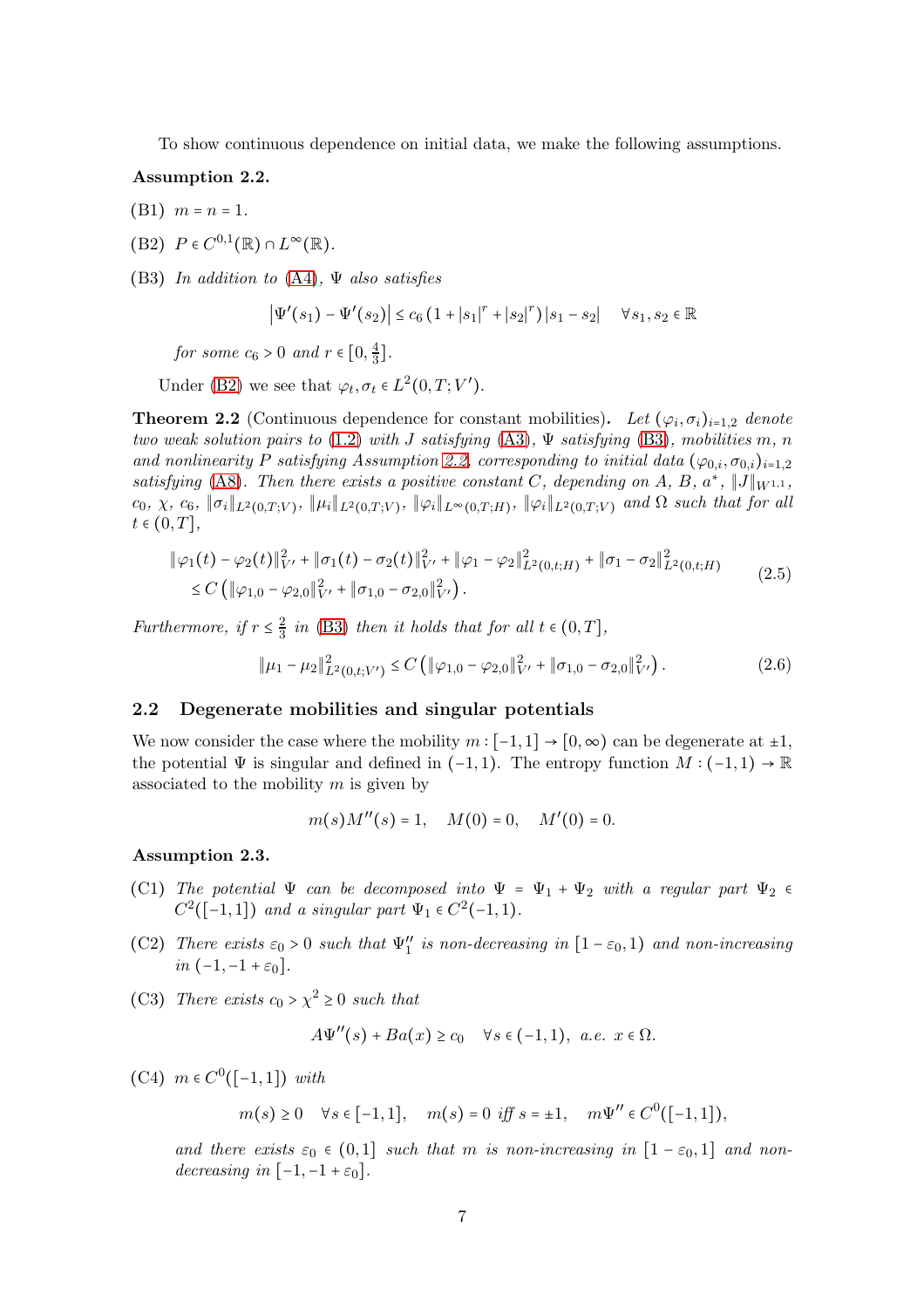To show continuous dependence on initial data, we make the following assumptions.

**Assumption 2.2.**

(B1) $m = n = 1$.

(B2) $P \in C^{0,1}(\mathbb{R}) \cap L^\infty(\mathbb{R})$.

(B3) *In addition to (A4), $\Psi$ also satisfies*

$$\left|\Psi'(s_1) - \Psi'(s_2)\right| \leq c_6 \left(1 + |s_1|^r + |s_2|^r\right) |s_1 - s_2| \quad \forall s_1, s_2 \in \mathbb{R}$$

*for some $c_6 > 0$ and $r \in [0, \frac{4}{3}]$.*

Under (B2) we see that $\varphi_t, \sigma_t \in L^2(0,T;V')$.

**Theorem 2.2** (Continuous dependence for constant mobilities)**.** *Let $(\varphi_i, \sigma_i)_{i=1,2}$ denote two weak solution pairs to (1.2) with $J$ satisfying (A3), $\Psi$ satisfying (B3), mobilities $m$, $n$ and nonlinearity $P$ satisfying Assumption 2.2, corresponding to initial data $(\varphi_{0,i}, \sigma_{0,i})_{i=1,2}$ satisfying (A8). Then there exists a positive constant $C$, depending on $A$, $B$, $a^*$, $\|J\|_{W^{1,1}}$, $c_0$, $\chi$, $c_6$, $\|\sigma_i\|_{L^2(0,T;V)}$, $\|\mu_i\|_{L^2(0,T;V)}$, $\|\varphi_i\|_{L^\infty(0,T;H)}$, $\|\varphi_i\|_{L^2(0,T;V)}$ and $\Omega$ such that for all $t \in (0,T]$,*

$$\begin{aligned}
&\|\varphi_1(t) - \varphi_2(t)\|_{V'}^2 + \|\sigma_1(t) - \sigma_2(t)\|_{V'}^2 + \|\varphi_1 - \varphi_2\|_{L^2(0,t;H)}^2 + \|\sigma_1 - \sigma_2\|_{L^2(0,t;H)}^2 \\
&\quad \leq C \left(\|\varphi_{1,0} - \varphi_{2,0}\|_{V'}^2 + \|\sigma_{1,0} - \sigma_{2,0}\|_{V'}^2\right).
\end{aligned} \tag{2.5}$$

*Furthermore, if $r \leq \frac{2}{3}$ in (B3) then it holds that for all $t \in (0,T]$,*

$$\|\mu_1 - \mu_2\|_{L^2(0,t;V')}^2 \leq C \left(\|\varphi_{1,0} - \varphi_{2,0}\|_{V'}^2 + \|\sigma_{1,0} - \sigma_{2,0}\|_{V'}^2\right). \tag{2.6}$$

## 2.2 Degenerate mobilities and singular potentials

We now consider the case where the mobility $m : [-1,1] \to [0,\infty)$ can be degenerate at $\pm 1$, the potential $\Psi$ is singular and defined in $(-1,1)$. The entropy function $M : (-1,1) \to \mathbb{R}$ associated to the mobility $m$ is given by

$$m(s)M''(s) = 1, \quad M(0) = 0, \quad M'(0) = 0.$$

**Assumption 2.3.**

(C1) *The potential $\Psi$ can be decomposed into $\Psi = \Psi_1 + \Psi_2$ with a regular part $\Psi_2 \in C^2([-1,1])$ and a singular part $\Psi_1 \in C^2(-1,1)$.*

(C2) *There exists $\varepsilon_0 > 0$ such that $\Psi_1''$ is non-decreasing in $[1-\varepsilon_0, 1)$ and non-increasing in $(-1, -1+\varepsilon_0]$.*

(C3) *There exists $c_0 > \chi^2 \geq 0$ such that*

$$A\Psi''(s) + Ba(x) \geq c_0 \quad \forall s \in (-1,1), \text{ a.e. } x \in \Omega.$$

(C4) *$m \in C^0([-1,1])$ with*

$$m(s) \geq 0 \quad \forall s \in [-1,1], \quad m(s) = 0 \text{ iff } s = \pm 1, \quad m\Psi'' \in C^0([-1,1]),$$

*and there exists $\varepsilon_0 \in (0,1]$ such that $m$ is non-increasing in $[1-\varepsilon_0, 1]$ and non-decreasing in $[-1, -1+\varepsilon_0]$.*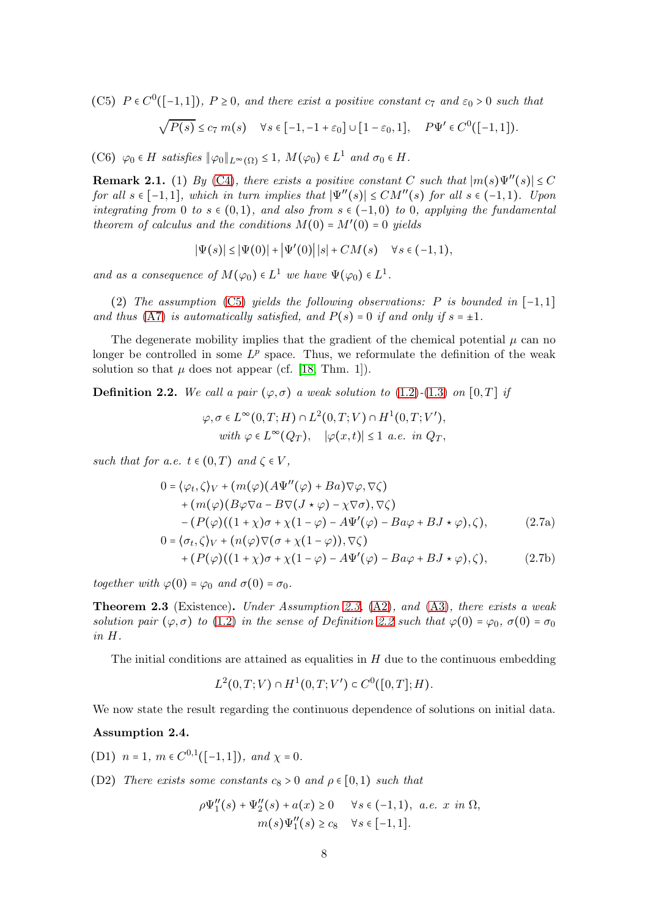(C5) $P \in C^0([-1,1])$, $P \geq 0$, *and there exist a positive constant* $c_7$ *and* $\varepsilon_0 > 0$ *such that*

$$\sqrt{P(s)} \leq c_7\, m(s) \quad \forall s \in [-1,-1+\varepsilon_0] \cup [1-\varepsilon_0, 1], \quad P\Psi' \in C^0([-1,1]).$$

(C6) $\varphi_0 \in H$ *satisfies* $\|\varphi_0\|_{L^\infty(\Omega)} \leq 1$, $M(\varphi_0) \in L^1$ *and* $\sigma_0 \in H$.

**Remark 2.1.** (1) *By (C4), there exists a positive constant* $C$ *such that* $|m(s)\Psi''(s)| \leq C$ *for all* $s \in [-1,1]$, *which in turn implies that* $|\Psi''(s)| \leq CM''(s)$ *for all* $s \in (-1,1)$. *Upon integrating from* $0$ *to* $s \in (0,1)$, *and also from* $s \in (-1,0)$ *to* $0$, *applying the fundamental theorem of calculus and the conditions* $M(0) = M'(0) = 0$ *yields*

$$|\Psi(s)| \leq |\Psi(0)| + |\Psi'(0)|\,|s| + CM(s) \quad \forall s \in (-1,1),$$

*and as a consequence of* $M(\varphi_0) \in L^1$ *we have* $\Psi(\varphi_0) \in L^1$.

(2) *The assumption (C5) yields the following observations:* $P$ *is bounded in* $[-1,1]$ *and thus (A7) is automatically satisfied, and* $P(s) = 0$ *if and only if* $s = \pm 1$.

The degenerate mobility implies that the gradient of the chemical potential $\mu$ can no longer be controlled in some $L^p$ space. Thus, we reformulate the definition of the weak solution so that $\mu$ does not appear (cf. [18, Thm. 1]).

**Definition 2.2.** *We call a pair* $(\varphi, \sigma)$ *a weak solution to (1.2)-(1.3) on* $[0,T]$ *if*

$$\varphi, \sigma \in L^\infty(0,T;H) \cap L^2(0,T;V) \cap H^1(0,T;V'),$$
$$\text{with } \varphi \in L^\infty(Q_T), \quad |\varphi(x,t)| \leq 1 \text{ a.e. in } Q_T,$$

*such that for a.e.* $t \in (0,T)$ *and* $\zeta \in V$,

$$\begin{aligned}
0 &= \langle \varphi_t, \zeta \rangle_V + (m(\varphi)(A\Psi''(\varphi) + Ba)\nabla\varphi, \nabla\zeta) \\
&\quad + (m(\varphi)(B\varphi\nabla a - B\nabla(J \star \varphi) - \chi\nabla\sigma), \nabla\zeta) \\
&\quad - (P(\varphi)((1+\chi)\sigma + \chi(1-\varphi) - A\Psi'(\varphi) - Ba\varphi + BJ \star \varphi), \zeta), \qquad (2.7\text{a}) \\
0 &= \langle \sigma_t, \zeta \rangle_V + (n(\varphi)\nabla(\sigma + \chi(1-\varphi)), \nabla\zeta) \\
&\quad + (P(\varphi)((1+\chi)\sigma + \chi(1-\varphi) - A\Psi'(\varphi) - Ba\varphi + BJ \star \varphi), \zeta), \qquad (2.7\text{b})
\end{aligned}$$

*together with* $\varphi(0) = \varphi_0$ *and* $\sigma(0) = \sigma_0$.

**Theorem 2.3** (Existence)**.** *Under Assumption 2.3, (A2), and (A3), there exists a weak solution pair* $(\varphi, \sigma)$ *to (1.2) in the sense of Definition 2.2 such that* $\varphi(0) = \varphi_0$, $\sigma(0) = \sigma_0$ *in* $H$.

The initial conditions are attained as equalities in $H$ due to the continuous embedding

$$L^2(0,T;V) \cap H^1(0,T;V') \subset C^0([0,T];H).$$

We now state the result regarding the continuous dependence of solutions on initial data.

**Assumption 2.4.**

(D1) $n = 1$, $m \in C^{0,1}([-1,1])$, *and* $\chi = 0$.

(D2) *There exists some constants* $c_8 > 0$ *and* $\rho \in [0,1)$ *such that*

$$\rho\Psi_1''(s) + \Psi_2''(s) + a(x) \geq 0 \quad \forall s \in (-1,1), \text{ a.e. } x \text{ in } \Omega,$$
$$m(s)\Psi_1''(s) \geq c_8 \quad \forall s \in [-1,1].$$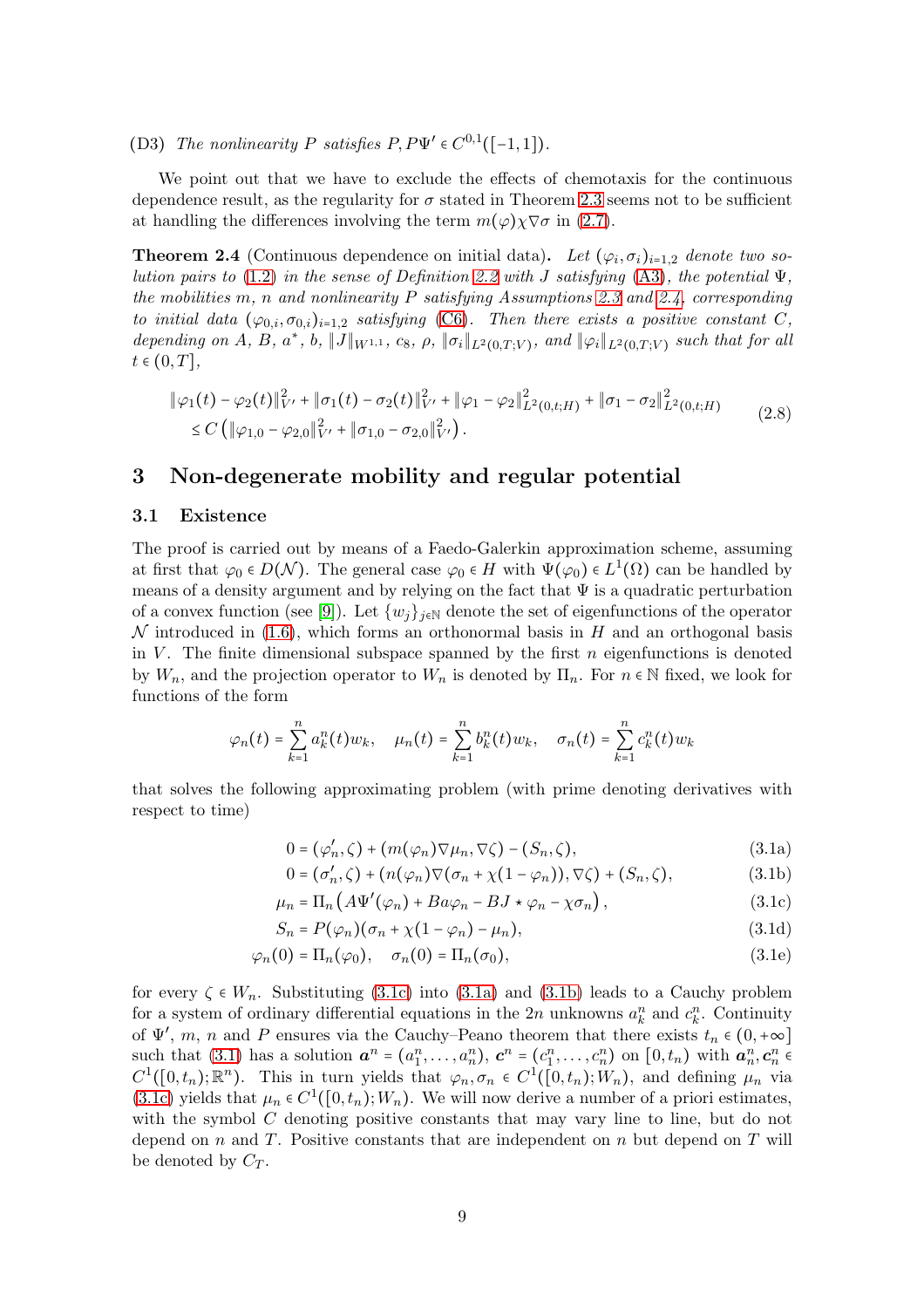(D3) *The nonlinearity $P$ satisfies $P, P\Psi' \in C^{0,1}([-1,1])$.*

We point out that we have to exclude the effects of chemotaxis for the continuous dependence result, as the regularity for $\sigma$ stated in Theorem 2.3 seems not to be sufficient at handling the differences involving the term $m(\varphi)\chi\nabla\sigma$ in (2.7).

**Theorem 2.4** (Continuous dependence on initial data)**.** *Let $(\varphi_i, \sigma_i)_{i=1,2}$ denote two solution pairs to (1.2) in the sense of Definition 2.2 with $J$ satisfying (A3), the potential $\Psi$, the mobilities $m$, $n$ and nonlinearity $P$ satisfying Assumptions 2.3 and 2.4, corresponding to initial data $(\varphi_{0,i}, \sigma_{0,i})_{i=1,2}$ satisfying (C6). Then there exists a positive constant $C$, depending on $A$, $B$, $a^*$, $b$, $\|J\|_{W^{1,1}}$, $c_8$, $\rho$, $\|\sigma_i\|_{L^2(0,T;V)}$, and $\|\varphi_i\|_{L^2(0,T;V)}$ such that for all $t \in (0,T]$,*

$$
\begin{aligned}
&\|\varphi_1(t) - \varphi_2(t)\|_{V'}^2 + \|\sigma_1(t) - \sigma_2(t)\|_{V'}^2 + \|\varphi_1 - \varphi_2\|_{L^2(0,t;H)}^2 + \|\sigma_1 - \sigma_2\|_{L^2(0,t;H)}^2 \\
&\quad \le C\left(\|\varphi_{1,0} - \varphi_{2,0}\|_{V'}^2 + \|\sigma_{1,0} - \sigma_{2,0}\|_{V'}^2\right).
\end{aligned} \tag{2.8}
$$

## 3 Non-degenerate mobility and regular potential

### 3.1 Existence

The proof is carried out by means of a Faedo-Galerkin approximation scheme, assuming at first that $\varphi_0 \in D(\mathcal{N})$. The general case $\varphi_0 \in H$ with $\Psi(\varphi_0) \in L^1(\Omega)$ can be handled by means of a density argument and by relying on the fact that $\Psi$ is a quadratic perturbation of a convex function (see [9]). Let $\{w_j\}_{j\in\mathbb{N}}$ denote the set of eigenfunctions of the operator $\mathcal{N}$ introduced in (1.6), which forms an orthonormal basis in $H$ and an orthogonal basis in $V$. The finite dimensional subspace spanned by the first $n$ eigenfunctions is denoted by $W_n$, and the projection operator to $W_n$ is denoted by $\Pi_n$. For $n \in \mathbb{N}$ fixed, we look for functions of the form

$$
\varphi_n(t) = \sum_{k=1}^{n} a_k^n(t) w_k, \quad \mu_n(t) = \sum_{k=1}^{n} b_k^n(t) w_k, \quad \sigma_n(t) = \sum_{k=1}^{n} c_k^n(t) w_k
$$

that solves the following approximating problem (with prime denoting derivatives with respect to time)

$$
\begin{aligned}
0 &= (\varphi_n', \zeta) + (m(\varphi_n)\nabla\mu_n, \nabla\zeta) - (S_n, \zeta), && (3.1a)\\
0 &= (\sigma_n', \zeta) + (n(\varphi_n)\nabla(\sigma_n + \chi(1-\varphi_n)), \nabla\zeta) + (S_n, \zeta), && (3.1b)\\
\mu_n &= \Pi_n\left(A\Psi'(\varphi_n) + Ba\varphi_n - BJ \star \varphi_n - \chi\sigma_n\right), && (3.1c)\\
S_n &= P(\varphi_n)(\sigma_n + \chi(1-\varphi_n) - \mu_n), && (3.1d)\\
\varphi_n(0) &= \Pi_n(\varphi_0), \quad \sigma_n(0) = \Pi_n(\sigma_0), && (3.1e)
\end{aligned}
$$

for every $\zeta \in W_n$. Substituting (3.1c) into (3.1a) and (3.1b) leads to a Cauchy problem for a system of ordinary differential equations in the $2n$ unknowns $a_k^n$ and $c_k^n$. Continuity of $\Psi'$, $m$, $n$ and $P$ ensures via the Cauchy–Peano theorem that there exists $t_n \in (0, +\infty]$ such that (3.1) has a solution $\boldsymbol{a}^n = (a_1^n, \dots, a_n^n)$, $\boldsymbol{c}^n = (c_1^n, \dots, c_n^n)$ on $[0, t_n)$ with $\boldsymbol{a}_n^n, \boldsymbol{c}_n^n \in C^1([0, t_n); \mathbb{R}^n)$. This in turn yields that $\varphi_n, \sigma_n \in C^1([0, t_n); W_n)$, and defining $\mu_n$ via (3.1c) yields that $\mu_n \in C^1([0, t_n); W_n)$. We will now derive a number of a priori estimates, with the symbol $C$ denoting positive constants that may vary line to line, but do not depend on $n$ and $T$. Positive constants that are independent on $n$ but depend on $T$ will be denoted by $C_T$.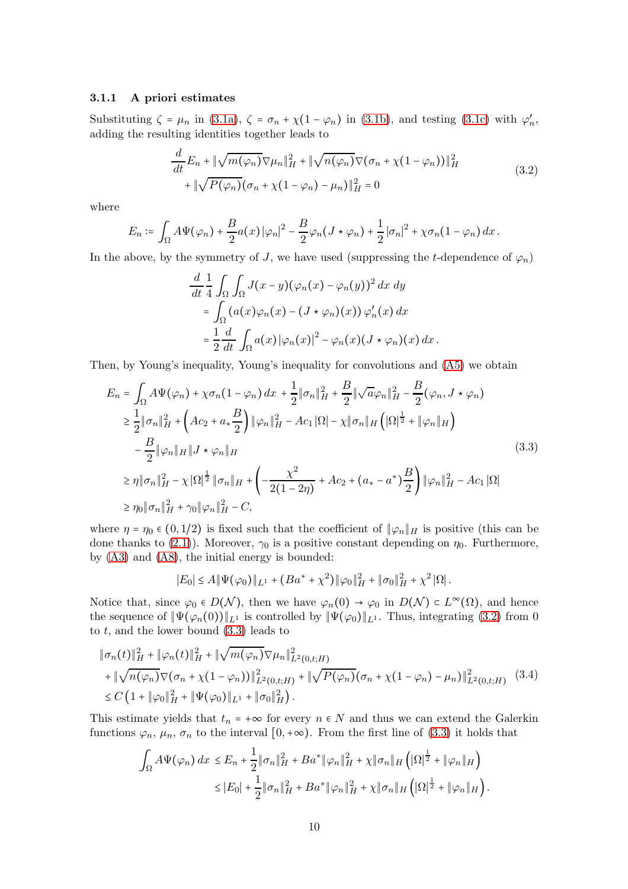#### 3.1.1 A priori estimates

Substituting $\zeta = \mu_n$ in (3.1a), $\zeta = \sigma_n + \chi(1-\varphi_n)$ in (3.1b), and testing (3.1c) with $\varphi_n'$, adding the resulting identities together leads to

$$
\begin{aligned}
&\frac{d}{dt}E_n + \|\sqrt{m(\varphi_n)}\nabla\mu_n\|_H^2 + \|\sqrt{n(\varphi_n)}\nabla(\sigma_n + \chi(1-\varphi_n))\|_H^2 \\
&\quad + \|\sqrt{P(\varphi_n)}(\sigma_n + \chi(1-\varphi_n) - \mu_n)\|_H^2 = 0
\end{aligned}
\tag{3.2}
$$

where

$$
E_n := \int_\Omega A\Psi(\varphi_n) + \frac{B}{2}a(x)\,|\varphi_n|^2 - \frac{B}{2}\varphi_n(J\star\varphi_n) + \frac{1}{2}|\sigma_n|^2 + \chi\sigma_n(1-\varphi_n)\,dx\,.
$$

In the above, by the symmetry of $J$, we have used (suppressing the $t$-dependence of $\varphi_n$)

$$
\begin{aligned}
&\frac{d}{dt}\frac{1}{4}\int_\Omega\int_\Omega J(x-y)(\varphi_n(x) - \varphi_n(y))^2\,dx\,dy \\
&= \int_\Omega \left(a(x)\varphi_n(x) - (J\star\varphi_n)(x)\right)\varphi_n'(x)\,dx \\
&= \frac{1}{2}\frac{d}{dt}\int_\Omega a(x)\,|\varphi_n(x)|^2 - \varphi_n(x)(J\star\varphi_n)(x)\,dx\,.
\end{aligned}
$$

Then, by Young's inequality, Young's inequality for convolutions and (A5) we obtain

$$
\begin{aligned}
E_n &= \int_\Omega A\Psi(\varphi_n) + \chi\sigma_n(1-\varphi_n)\,dx + \frac{1}{2}\|\sigma_n\|_H^2 + \frac{B}{2}\|\sqrt{a}\varphi_n\|_H^2 - \frac{B}{2}(\varphi_n, J\star\varphi_n) \\
&\ge \frac{1}{2}\|\sigma_n\|_H^2 + \left(Ac_2 + a_*\frac{B}{2}\right)\|\varphi_n\|_H^2 - Ac_1\,|\Omega| - \chi\|\sigma_n\|_H\left(|\Omega|^{\frac{1}{2}} + \|\varphi_n\|_H\right) \\
&\quad - \frac{B}{2}\|\varphi_n\|_H\|J\star\varphi_n\|_H \\
&\ge \eta\|\sigma_n\|_H^2 - \chi\,|\Omega|^{\frac{1}{2}}\,\|\sigma_n\|_H + \left(-\frac{\chi^2}{2(1-2\eta)} + Ac_2 + (a_* - a^*)\frac{B}{2}\right)\|\varphi_n\|_H^2 - Ac_1\,|\Omega| \\
&\ge \eta_0\|\sigma_n\|_H^2 + \gamma_0\|\varphi_n\|_H^2 - C,
\end{aligned}
\tag{3.3}
$$

where $\eta = \eta_0 \in (0, 1/2)$ is fixed such that the coefficient of $\|\varphi_n\|_H$ is positive (this can be done thanks to (2.1)). Moreover, $\gamma_0$ is a positive constant depending on $\eta_0$. Furthermore, by (A3) and (A8), the initial energy is bounded:

$$
|E_0| \le A\|\Psi(\varphi_0)\|_{L^1} + (Ba^* + \chi^2)\|\varphi_0\|_H^2 + \|\sigma_0\|_H^2 + \chi^2\,|\Omega|\,.
$$

Notice that, since $\varphi_0 \in D(\mathcal{N})$, then we have $\varphi_n(0) \to \varphi_0$ in $D(\mathcal{N}) \subset L^\infty(\Omega)$, and hence the sequence of $\|\Psi(\varphi_n(0))\|_{L^1}$ is controlled by $\|\Psi(\varphi_0)\|_{L^1}$. Thus, integrating (3.2) from 0 to $t$, and the lower bound (3.3) leads to

$$
\begin{aligned}
&\|\sigma_n(t)\|_H^2 + \|\varphi_n(t)\|_H^2 + \|\sqrt{m(\varphi_n)}\nabla\mu_n\|_{L^2(0,t;H)}^2 \\
&+ \|\sqrt{n(\varphi_n)}\nabla(\sigma_n + \chi(1-\varphi_n))\|_{L^2(0,t;H)}^2 + \|\sqrt{P(\varphi_n)}(\sigma_n + \chi(1-\varphi_n) - \mu_n)\|_{L^2(0,t;H)}^2 \\
&\le C\left(1 + \|\varphi_0\|_H^2 + \|\Psi(\varphi_0)\|_{L^1} + \|\sigma_0\|_H^2\right).
\end{aligned}
\tag{3.4}
$$

This estimate yields that $t_n = +\infty$ for every $n \in N$ and thus we can extend the Galerkin functions $\varphi_n$, $\mu_n$, $\sigma_n$ to the interval $[0, +\infty)$. From the first line of (3.3) it holds that

$$
\begin{aligned}
\int_\Omega A\Psi(\varphi_n)\,dx &\le E_n + \frac{1}{2}\|\sigma_n\|_H^2 + Ba^*\|\varphi_n\|_H^2 + \chi\|\sigma_n\|_H\left(|\Omega|^{\frac{1}{2}} + \|\varphi_n\|_H\right) \\
&\le |E_0| + \frac{1}{2}\|\sigma_n\|_H^2 + Ba^*\|\varphi_n\|_H^2 + \chi\|\sigma_n\|_H\left(|\Omega|^{\frac{1}{2}} + \|\varphi_n\|_H\right).
\end{aligned}
$$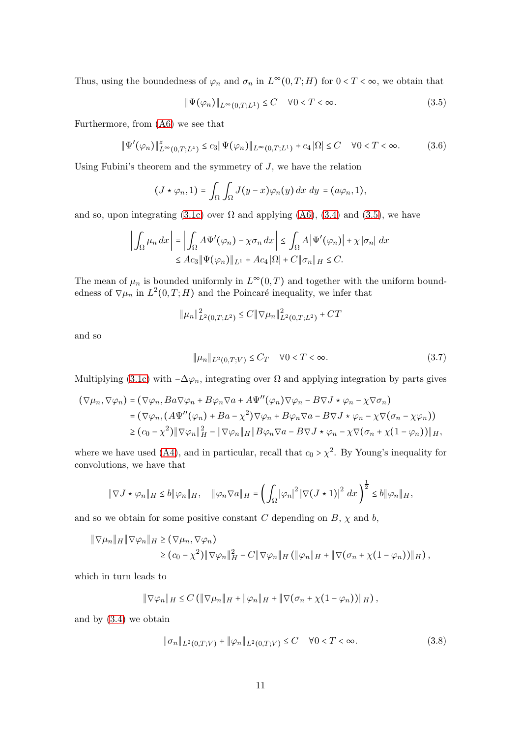Thus, using the boundedness of $\varphi_n$ and $\sigma_n$ in $L^\infty(0,T;H)$ for $0 < T < \infty$, we obtain that

$$\|\Psi(\varphi_n)\|_{L^\infty(0,T;L^1)} \leq C \quad \forall 0 < T < \infty. \tag{3.5}$$

Furthermore, from (A6) we see that

$$\|\Psi'(\varphi_n)\|_{L^\infty(0,T;L^z)}^z \leq c_3 \|\Psi(\varphi_n)\|_{L^\infty(0,T;L^1)} + c_4 |\Omega| \leq C \quad \forall 0 < T < \infty. \tag{3.6}$$

Using Fubini's theorem and the symmetry of $J$, we have the relation

$$(J \star \varphi_n, 1) = \int_\Omega \int_\Omega J(y-x)\varphi_n(y)\, dx\, dy = (a\varphi_n, 1),$$

and so, upon integrating (3.1c) over $\Omega$ and applying (A6), (3.4) and (3.5), we have

$$\begin{aligned}
\left| \int_\Omega \mu_n \, dx \right| &= \left| \int_\Omega A\Psi'(\varphi_n) - \chi \sigma_n \, dx \right| \leq \int_\Omega A\left|\Psi'(\varphi_n)\right| + \chi |\sigma_n| \, dx \\
&\leq Ac_3 \|\Psi(\varphi_n)\|_{L^1} + Ac_4 |\Omega| + C\|\sigma_n\|_H \leq C.
\end{aligned}$$

The mean of $\mu_n$ is bounded uniformly in $L^\infty(0,T)$ and together with the uniform boundedness of $\nabla \mu_n$ in $L^2(0,T;H)$ and the Poincaré inequality, we infer that

$$\|\mu_n\|_{L^2(0,T;L^2)}^2 \leq C\|\nabla \mu_n\|_{L^2(0,T;L^2)}^2 + CT$$

and so

$$\|\mu_n\|_{L^2(0,T;V)} \leq C_T \quad \forall 0 < T < \infty. \tag{3.7}$$

Multiplying (3.1c) with $-\Delta\varphi_n$, integrating over $\Omega$ and applying integration by parts gives

$$\begin{aligned}
(\nabla \mu_n, \nabla \varphi_n) &= (\nabla \varphi_n, Ba\nabla\varphi_n + B\varphi_n \nabla a + A\Psi''(\varphi_n)\nabla\varphi_n - B\nabla J \star \varphi_n - \chi \nabla \sigma_n) \\
&= (\nabla\varphi_n, (A\Psi''(\varphi_n) + Ba - \chi^2)\nabla\varphi_n + B\varphi_n\nabla a - B\nabla J \star \varphi_n - \chi\nabla(\sigma_n - \chi\varphi_n)) \\
&\geq (c_0 - \chi^2)\|\nabla\varphi_n\|_H^2 - \|\nabla\varphi_n\|_H \|B\varphi_n\nabla a - B\nabla J \star \varphi_n - \chi\nabla(\sigma_n + \chi(1-\varphi_n))\|_H,
\end{aligned}$$

where we have used (A4), and in particular, recall that $c_0 > \chi^2$. By Young's inequality for convolutions, we have that

$$\|\nabla J \star \varphi_n\|_H \leq b\|\varphi_n\|_H, \quad \|\varphi_n \nabla a\|_H = \left( \int_\Omega |\varphi_n|^2 |\nabla(J \star 1)|^2 \, dx \right)^{\frac{1}{2}} \leq b\|\varphi_n\|_H,$$

and so we obtain for some positive constant $C$ depending on $B$, $\chi$ and $b$,

$$\begin{aligned}
\|\nabla\mu_n\|_H \|\nabla\varphi_n\|_H &\geq (\nabla\mu_n, \nabla\varphi_n) \\
&\geq (c_0 - \chi^2)\|\nabla\varphi_n\|_H^2 - C\|\nabla\varphi_n\|_H \left(\|\varphi_n\|_H + \|\nabla(\sigma_n + \chi(1-\varphi_n))\|_H\right),
\end{aligned}$$

which in turn leads to

$$\|\nabla\varphi_n\|_H \leq C\left(\|\nabla\mu_n\|_H + \|\varphi_n\|_H + \|\nabla(\sigma_n + \chi(1-\varphi_n))\|_H\right),$$

and by (3.4) we obtain

$$\|\sigma_n\|_{L^2(0,T;V)} + \|\varphi_n\|_{L^2(0,T;V)} \leq C \quad \forall 0 < T < \infty. \tag{3.8}$$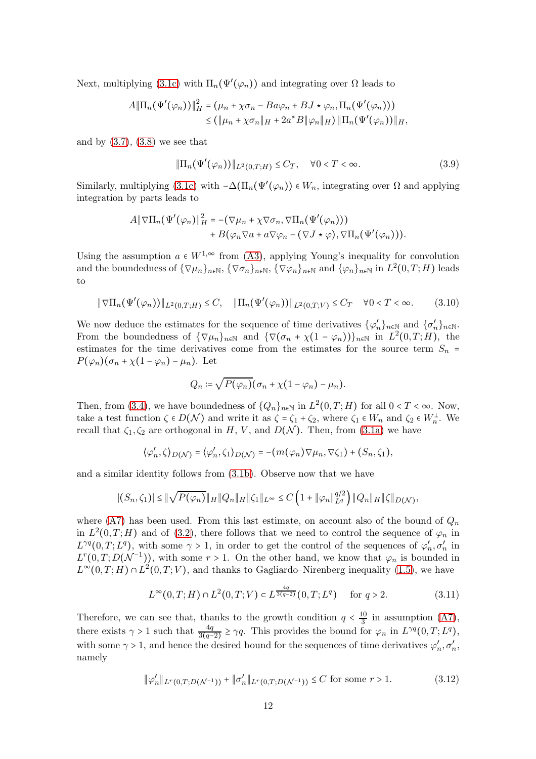Next, multiplying (3.1c) with $\Pi_n(\Psi'(\varphi_n))$ and integrating over $\Omega$ leads to

$$
\begin{aligned}
A\|\Pi_n(\Psi'(\varphi_n))\|_H^2 &= (\mu_n + \chi\sigma_n - Ba\varphi_n + BJ\star\varphi_n, \Pi_n(\Psi'(\varphi_n))) \\
&\le (\|\mu_n + \chi\sigma_n\|_H + 2a^* B\|\varphi_n\|_H)\,\|\Pi_n(\Psi'(\varphi_n))\|_H,
\end{aligned}
$$

and by (3.7), (3.8) we see that

$$
\|\Pi_n(\Psi'(\varphi_n))\|_{L^2(0,T;H)} \le C_T, \quad \forall 0 < T < \infty. \tag{3.9}
$$

Similarly, multiplying (3.1c) with $-\Delta(\Pi_n(\Psi'(\varphi_n)) \in W_n$, integrating over $\Omega$ and applying integration by parts leads to

$$
\begin{aligned}
A\|\nabla\Pi_n(\Psi'(\varphi_n)\|_H^2 &= -(\nabla\mu_n + \chi\nabla\sigma_n, \nabla\Pi_n(\Psi'(\varphi_n))) \\
&\quad + B(\varphi_n\nabla a + a\nabla\varphi_n - (\nabla J\star\varphi), \nabla\Pi_n(\Psi'(\varphi_n))).
\end{aligned}
$$

Using the assumption $a \in W^{1,\infty}$ from (A3), applying Young's inequality for convolution and the boundedness of $\{\nabla\mu_n\}_{n\in\mathbb{N}}$, $\{\nabla\sigma_n\}_{n\in\mathbb{N}}$, $\{\nabla\varphi_n\}_{n\in\mathbb{N}}$ and $\{\varphi_n\}_{n\in\mathbb{N}}$ in $L^2(0,T;H)$ leads to

$$
\|\nabla\Pi_n(\Psi'(\varphi_n))\|_{L^2(0,T;H)} \le C, \quad \|\Pi_n(\Psi'(\varphi_n))\|_{L^2(0,T;V)} \le C_T \quad \forall 0 < T < \infty. \tag{3.10}
$$

We now deduce the estimates for the sequence of time derivatives $\{\varphi_n'\}_{n\in\mathbb{N}}$ and $\{\sigma_n'\}_{n\in\mathbb{N}}$. From the boundedness of $\{\nabla\mu_n\}_{n\in\mathbb{N}}$ and $\{\nabla(\sigma_n + \chi(1-\varphi_n))\}_{n\in\mathbb{N}}$ in $L^2(0,T;H)$, the estimates for the time derivatives come from the estimates for the source term $S_n = P(\varphi_n)(\sigma_n + \chi(1-\varphi_n) - \mu_n)$. Let

$$
Q_n := \sqrt{P(\varphi_n)}(\sigma_n + \chi(1-\varphi_n) - \mu_n).
$$

Then, from (3.4), we have boundedness of $\{Q_n\}_{n\in\mathbb{N}}$ in $L^2(0,T;H)$ for all $0 < T < \infty$. Now, take a test function $\zeta \in D(\mathcal{N})$ and write it as $\zeta = \zeta_1 + \zeta_2$, where $\zeta_1 \in W_n$ and $\zeta_2 \in W_n^\perp$. We recall that $\zeta_1, \zeta_2$ are orthogonal in $H$, $V$, and $D(\mathcal{N})$. Then, from (3.1a) we have

$$
\langle\varphi_n', \zeta\rangle_{D(\mathcal{N})} = \langle\varphi_n', \zeta_1\rangle_{D(\mathcal{N})} = -(m(\varphi_n)\nabla\mu_n, \nabla\zeta_1) + (S_n, \zeta_1),
$$

and a similar identity follows from (3.1b). Observe now that we have

$$
|(S_n, \zeta_1)| \le \|\sqrt{P(\varphi_n)}\|_H\|Q_n\|_H\|\zeta_1\|_{L^\infty} \le C\left(1 + \|\varphi_n\|_{L^q}^{q/2}\right)\|Q_n\|_H\|\zeta\|_{D(\mathcal{N})},
$$

where (A7) has been used. From this last estimate, on account also of the bound of $Q_n$ in $L^2(0,T;H)$ and of (3.2), there follows that we need to control the sequence of $\varphi_n$ in $L^{\gamma q}(0,T;L^q)$, with some $\gamma > 1$, in order to get the control of the sequences of $\varphi_n', \sigma_n'$ in $L^r(0,T;D(\mathcal{N}^{-1}))$, with some $r > 1$. On the other hand, we know that $\varphi_n$ is bounded in $L^\infty(0,T;H) \cap L^2(0,T;V)$, and thanks to Gagliardo–Nirenberg inequality (1.5), we have

$$
L^\infty(0,T;H) \cap L^2(0,T;V) \subset L^{\frac{4q}{3(q-2)}}(0,T;L^q) \quad \text{for } q > 2. \tag{3.11}
$$

Therefore, we can see that, thanks to the growth condition $q < \frac{10}{3}$ in assumption (A7), there exists $\gamma > 1$ such that $\frac{4q}{3(q-2)} \ge \gamma q$. This provides the bound for $\varphi_n$ in $L^{\gamma q}(0,T;L^q)$, with some $\gamma > 1$, and hence the desired bound for the sequences of time derivatives $\varphi_n', \sigma_n'$, namely

$$
\|\varphi_n'\|_{L^r(0,T;D(\mathcal{N}^{-1}))} + \|\sigma_n'\|_{L^r(0,T;D(\mathcal{N}^{-1}))} \le C \text{ for some } r > 1. \tag{3.12}
$$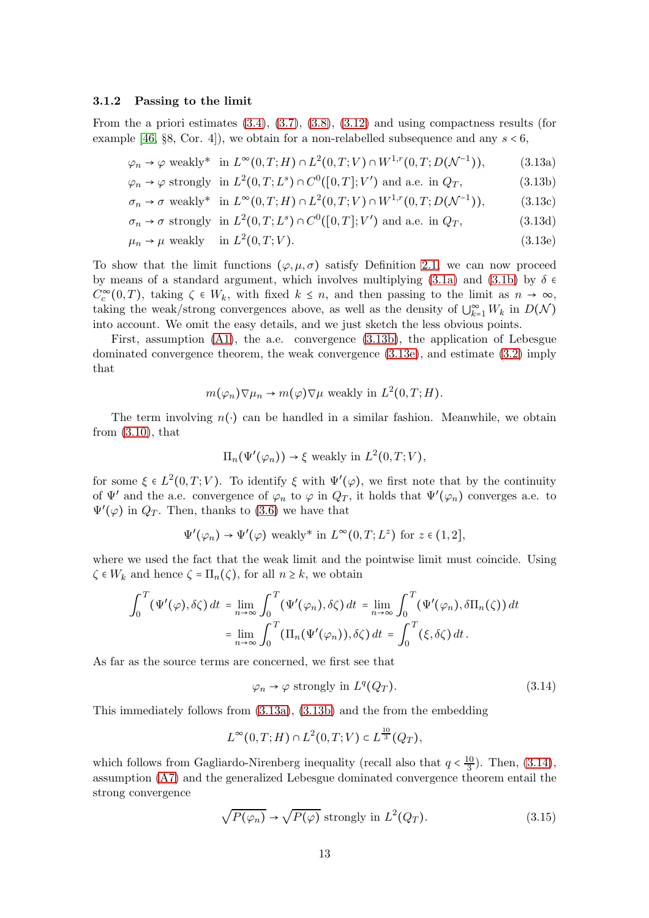### 3.1.2 Passing to the limit

From the a priori estimates (3.4), (3.7), (3.8), (3.12) and using compactness results (for example [46, §8, Cor. 4]), we obtain for a non-relabelled subsequence and any $s < 6$,

$$\varphi_n \to \varphi \text{ weakly* in } L^\infty(0,T;H) \cap L^2(0,T;V) \cap W^{1,r}(0,T;D(\mathcal{N}^{-1})), \tag{3.13a}$$

$$\varphi_n \to \varphi \text{ strongly in } L^2(0,T;L^s) \cap C^0([0,T];V') \text{ and a.e. in } Q_T, \tag{3.13b}$$

$$\sigma_n \to \sigma \text{ weakly* in } L^\infty(0,T;H) \cap L^2(0,T;V) \cap W^{1,r}(0,T;D(\mathcal{N}^{-1})), \tag{3.13c}$$

$$\sigma_n \to \sigma \text{ strongly in } L^2(0,T;L^s) \cap C^0([0,T];V') \text{ and a.e. in } Q_T, \tag{3.13d}$$

$$\mu_n \to \mu \text{ weakly in } L^2(0,T;V). \tag{3.13e}$$

To show that the limit functions $(\varphi, \mu, \sigma)$ satisfy Definition 2.1, we can now proceed by means of a standard argument, which involves multiplying (3.1a) and (3.1b) by $\delta \in C_c^\infty(0,T)$, taking $\zeta \in W_k$, with fixed $k \le n$, and then passing to the limit as $n \to \infty$, taking the weak/strong convergences above, as well as the density of $\bigcup_{k=1}^\infty W_k$ in $D(\mathcal{N})$ into account. We omit the easy details, and we just sketch the less obvious points.

First, assumption (A1), the a.e. convergence (3.13b), the application of Lebesgue dominated convergence theorem, the weak convergence (3.13e), and estimate (3.2) imply that

$$m(\varphi_n)\nabla\mu_n \to m(\varphi)\nabla\mu \text{ weakly in } L^2(0,T;H).$$

The term involving $n(\cdot)$ can be handled in a similar fashion. Meanwhile, we obtain from (3.10), that

$$\Pi_n(\Psi'(\varphi_n)) \to \xi \text{ weakly in } L^2(0,T;V),$$

for some $\xi \in L^2(0,T;V)$. To identify $\xi$ with $\Psi'(\varphi)$, we first note that by the continuity of $\Psi'$ and the a.e. convergence of $\varphi_n$ to $\varphi$ in $Q_T$, it holds that $\Psi'(\varphi_n)$ converges a.e. to $\Psi'(\varphi)$ in $Q_T$. Then, thanks to (3.6) we have that

$$\Psi'(\varphi_n) \to \Psi'(\varphi) \text{ weakly* in } L^\infty(0,T;L^z) \text{ for } z \in (1,2],$$

where we used the fact that the weak limit and the pointwise limit must coincide. Using $\zeta \in W_k$ and hence $\zeta = \Pi_n(\zeta)$, for all $n \ge k$, we obtain

$$\begin{aligned}\int_0^T (\Psi'(\varphi), \delta\zeta)\, dt &= \lim_{n\to\infty} \int_0^T (\Psi'(\varphi_n), \delta\zeta)\, dt = \lim_{n\to\infty} \int_0^T (\Psi'(\varphi_n), \delta\Pi_n(\zeta))\, dt \\ &= \lim_{n\to\infty} \int_0^T (\Pi_n(\Psi'(\varphi_n)), \delta\zeta)\, dt = \int_0^T (\xi, \delta\zeta)\, dt\,.\end{aligned}$$

As far as the source terms are concerned, we first see that

$$\varphi_n \to \varphi \text{ strongly in } L^q(Q_T). \tag{3.14}$$

This immediately follows from (3.13a), (3.13b) and the from the embedding

$$L^\infty(0,T;H) \cap L^2(0,T;V) \subset L^{\frac{10}{3}}(Q_T),$$

which follows from Gagliardo-Nirenberg inequality (recall also that $q < \frac{10}{3}$). Then, (3.14), assumption (A7) and the generalized Lebesgue dominated convergence theorem entail the strong convergence

$$\sqrt{P(\varphi_n)} \to \sqrt{P(\varphi)} \text{ strongly in } L^2(Q_T). \tag{3.15}$$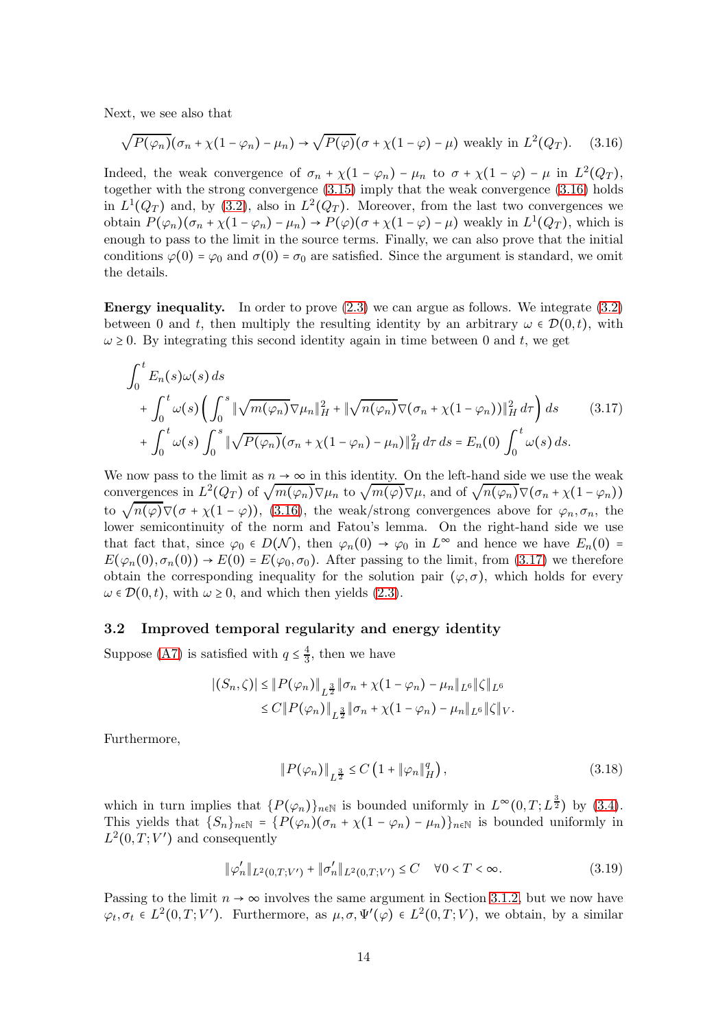Next, we see also that

$$\sqrt{P(\varphi_n)}(\sigma_n + \chi(1-\varphi_n) - \mu_n) \to \sqrt{P(\varphi)}(\sigma + \chi(1-\varphi) - \mu) \text{ weakly in } L^2(Q_T). \tag{3.16}$$

Indeed, the weak convergence of $\sigma_n + \chi(1-\varphi_n) - \mu_n$ to $\sigma + \chi(1-\varphi) - \mu$ in $L^2(Q_T)$, together with the strong convergence (3.15) imply that the weak convergence (3.16) holds in $L^1(Q_T)$ and, by (3.2), also in $L^2(Q_T)$. Moreover, from the last two convergences we obtain $P(\varphi_n)(\sigma_n + \chi(1-\varphi_n) - \mu_n) \to P(\varphi)(\sigma + \chi(1-\varphi) - \mu)$ weakly in $L^1(Q_T)$, which is enough to pass to the limit in the source terms. Finally, we can also prove that the initial conditions $\varphi(0) = \varphi_0$ and $\sigma(0) = \sigma_0$ are satisfied. Since the argument is standard, we omit the details.

**Energy inequality.** In order to prove (2.3) we can argue as follows. We integrate (3.2) between 0 and $t$, then multiply the resulting identity by an arbitrary $\omega \in \mathcal{D}(0,t)$, with $\omega \geq 0$. By integrating this second identity again in time between 0 and $t$, we get

$$\begin{aligned}
&\int_0^t E_n(s)\omega(s)\,ds \\
&\quad + \int_0^t \omega(s)\Big(\int_0^s \|\sqrt{m(\varphi_n)}\nabla\mu_n\|_H^2 + \|\sqrt{n(\varphi_n)}\nabla(\sigma_n + \chi(1-\varphi_n))\|_H^2\,d\tau\Big)\,ds \\
&\quad + \int_0^t \omega(s)\int_0^s \|\sqrt{P(\varphi_n)}(\sigma_n + \chi(1-\varphi_n) - \mu_n)\|_H^2\,d\tau\,ds = E_n(0)\int_0^t \omega(s)\,ds.
\end{aligned} \tag{3.17}$$

We now pass to the limit as $n \to \infty$ in this identity. On the left-hand side we use the weak convergences in $L^2(Q_T)$ of $\sqrt{m(\varphi_n)}\nabla\mu_n$ to $\sqrt{m(\varphi)}\nabla\mu$, and of $\sqrt{n(\varphi_n)}\nabla(\sigma_n + \chi(1-\varphi_n))$ to $\sqrt{n(\varphi)}\nabla(\sigma + \chi(1-\varphi))$, (3.16), the weak/strong convergences above for $\varphi_n, \sigma_n$, the lower semicontinuity of the norm and Fatou's lemma. On the right-hand side we use that fact that, since $\varphi_0 \in D(\mathcal{N})$, then $\varphi_n(0) \to \varphi_0$ in $L^\infty$ and hence we have $E_n(0) = E(\varphi_n(0), \sigma_n(0)) \to E(0) = E(\varphi_0, \sigma_0)$. After passing to the limit, from (3.17) we therefore obtain the corresponding inequality for the solution pair $(\varphi, \sigma)$, which holds for every $\omega \in \mathcal{D}(0,t)$, with $\omega \geq 0$, and which then yields (2.3).

### 3.2 Improved temporal regularity and energy identity

Suppose (A7) is satisfied with $q \leq \frac{4}{3}$, then we have

$$\begin{aligned}
|(S_n, \zeta)| &\leq \|P(\varphi_n)\|_{L^{\frac{3}{2}}}\|\sigma_n + \chi(1-\varphi_n) - \mu_n\|_{L^6}\|\zeta\|_{L^6} \\
&\leq C\|P(\varphi_n)\|_{L^{\frac{3}{2}}}\|\sigma_n + \chi(1-\varphi_n) - \mu_n\|_{L^6}\|\zeta\|_V.
\end{aligned}$$

Furthermore,

$$\|P(\varphi_n)\|_{L^{\frac{3}{2}}} \leq C\left(1 + \|\varphi_n\|_H^q\right), \tag{3.18}$$

which in turn implies that $\{P(\varphi_n)\}_{n\in\mathbb{N}}$ is bounded uniformly in $L^\infty(0,T;L^{\frac{3}{2}})$ by (3.4). This yields that $\{S_n\}_{n\in\mathbb{N}} = \{P(\varphi_n)(\sigma_n + \chi(1-\varphi_n) - \mu_n)\}_{n\in\mathbb{N}}$ is bounded uniformly in $L^2(0,T;V')$ and consequently

$$\|\varphi_n'\|_{L^2(0,T;V')} + \|\sigma_n'\|_{L^2(0,T;V')} \leq C \quad \forall\, 0 < T < \infty. \tag{3.19}$$

Passing to the limit $n \to \infty$ involves the same argument in Section 3.1.2, but we now have $\varphi_t, \sigma_t \in L^2(0,T;V')$. Furthermore, as $\mu, \sigma, \Psi'(\varphi) \in L^2(0,T;V)$, we obtain, by a similar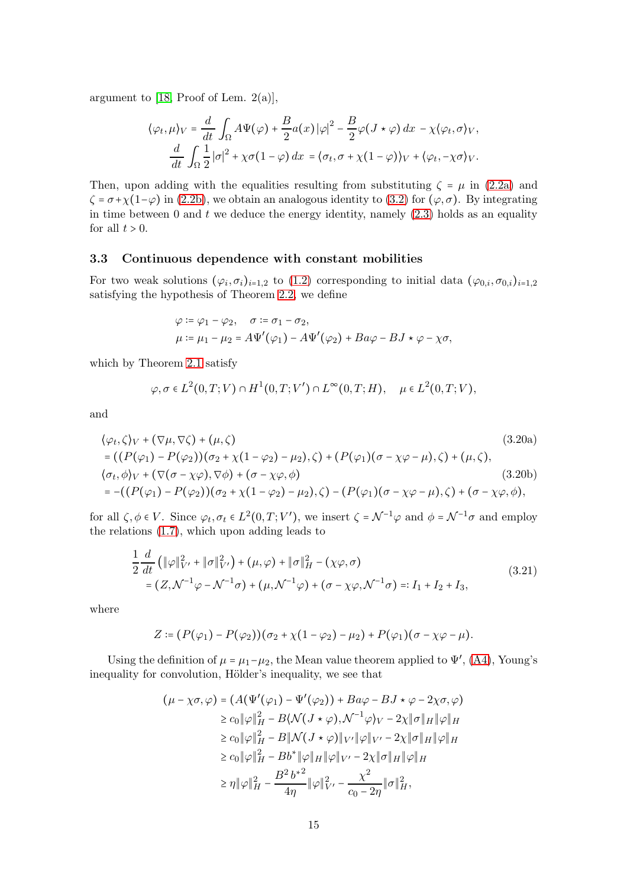argument to [18, Proof of Lem. 2(a)],

$$
\begin{aligned}
\langle \varphi_t, \mu \rangle_V &= \frac{d}{dt} \int_\Omega A\Psi(\varphi) + \frac{B}{2} a(x) |\varphi|^2 - \frac{B}{2} \varphi (J \star \varphi) \, dx - \chi \langle \varphi_t, \sigma \rangle_V, \\
\frac{d}{dt} \int_\Omega \frac{1}{2} |\sigma|^2 + \chi \sigma (1 - \varphi) \, dx &= \langle \sigma_t, \sigma + \chi(1-\varphi) \rangle_V + \langle \varphi_t, -\chi \sigma \rangle_V.
\end{aligned}
$$

Then, upon adding with the equalities resulting from substituting $\zeta = \mu$ in (2.2a) and $\zeta = \sigma + \chi(1-\varphi)$ in (2.2b), we obtain an analogous identity to (3.2) for $(\varphi, \sigma)$. By integrating in time between 0 and $t$ we deduce the energy identity, namely (2.3) holds as an equality for all $t > 0$.

### 3.3 Continuous dependence with constant mobilities

For two weak solutions $(\varphi_i, \sigma_i)_{i=1,2}$ to (1.2) corresponding to initial data $(\varphi_{0,i}, \sigma_{0,i})_{i=1,2}$ satisfying the hypothesis of Theorem 2.2, we define

$$
\begin{aligned}
&\varphi := \varphi_1 - \varphi_2, \quad \sigma := \sigma_1 - \sigma_2, \\
&\mu := \mu_1 - \mu_2 = A\Psi'(\varphi_1) - A\Psi'(\varphi_2) + Ba\varphi - BJ \star \varphi - \chi \sigma,
\end{aligned}
$$

which by Theorem 2.1 satisfy

$$
\varphi, \sigma \in L^2(0,T;V) \cap H^1(0,T;V') \cap L^\infty(0,T;H), \quad \mu \in L^2(0,T;V),
$$

and

$$
\begin{aligned}
&\langle \varphi_t, \zeta \rangle_V + (\nabla \mu, \nabla \zeta) + (\mu, \zeta) \qquad\qquad (3.20a) \\
&= ((P(\varphi_1) - P(\varphi_2))(\sigma_2 + \chi(1-\varphi_2) - \mu_2), \zeta) + (P(\varphi_1)(\sigma - \chi\varphi - \mu), \zeta) + (\mu, \zeta), \\
&\langle \sigma_t, \phi \rangle_V + (\nabla(\sigma - \chi\varphi), \nabla \phi) + (\sigma - \chi\varphi, \phi) \qquad\qquad (3.20b) \\
&= -((P(\varphi_1) - P(\varphi_2))(\sigma_2 + \chi(1-\varphi_2) - \mu_2), \zeta) - (P(\varphi_1)(\sigma - \chi\varphi - \mu), \zeta) + (\sigma - \chi\varphi, \phi),
\end{aligned}
$$

for all $\zeta, \phi \in V$. Since $\varphi_t, \sigma_t \in L^2(0,T;V')$, we insert $\zeta = \mathcal{N}^{-1}\varphi$ and $\phi = \mathcal{N}^{-1}\sigma$ and employ the relations (1.7), which upon adding leads to

$$
\begin{aligned}
&\frac{1}{2} \frac{d}{dt} \left( \|\varphi\|_{V'}^2 + \|\sigma\|_{V'}^2 \right) + (\mu, \varphi) + \|\sigma\|_H^2 - (\chi\varphi, \sigma) \\
&= (Z, \mathcal{N}^{-1}\varphi - \mathcal{N}^{-1}\sigma) + (\mu, \mathcal{N}^{-1}\varphi) + (\sigma - \chi\varphi, \mathcal{N}^{-1}\sigma) =: I_1 + I_2 + I_3,
\end{aligned}
\tag{3.21}
$$

where

$$
Z := (P(\varphi_1) - P(\varphi_2))(\sigma_2 + \chi(1-\varphi_2) - \mu_2) + P(\varphi_1)(\sigma - \chi\varphi - \mu).
$$

Using the definition of $\mu = \mu_1 - \mu_2$, the Mean value theorem applied to $\Psi'$, (A4), Young's inequality for convolution, Hölder's inequality, we see that

$$
\begin{aligned}
(\mu - \chi\sigma, \varphi) &= (A(\Psi'(\varphi_1) - \Psi'(\varphi_2)) + Ba\varphi - BJ \star \varphi - 2\chi\sigma, \varphi) \\
&\geq c_0 \|\varphi\|_H^2 - B \langle \mathcal{N}(J \star \varphi), \mathcal{N}^{-1}\varphi \rangle_V - 2\chi \|\sigma\|_H \|\varphi\|_H \\
&\geq c_0 \|\varphi\|_H^2 - B \|\mathcal{N}(J \star \varphi)\|_{V'} \|\varphi\|_{V'} - 2\chi \|\sigma\|_H \|\varphi\|_H \\
&\geq c_0 \|\varphi\|_H^2 - Bb^* \|\varphi\|_H \|\varphi\|_{V'} - 2\chi \|\sigma\|_H \|\varphi\|_H \\
&\geq \eta \|\varphi\|_H^2 - \frac{B^2 {b^*}^2}{4\eta} \|\varphi\|_{V'}^2 - \frac{\chi^2}{c_0 - 2\eta} \|\sigma\|_H^2,
\end{aligned}
$$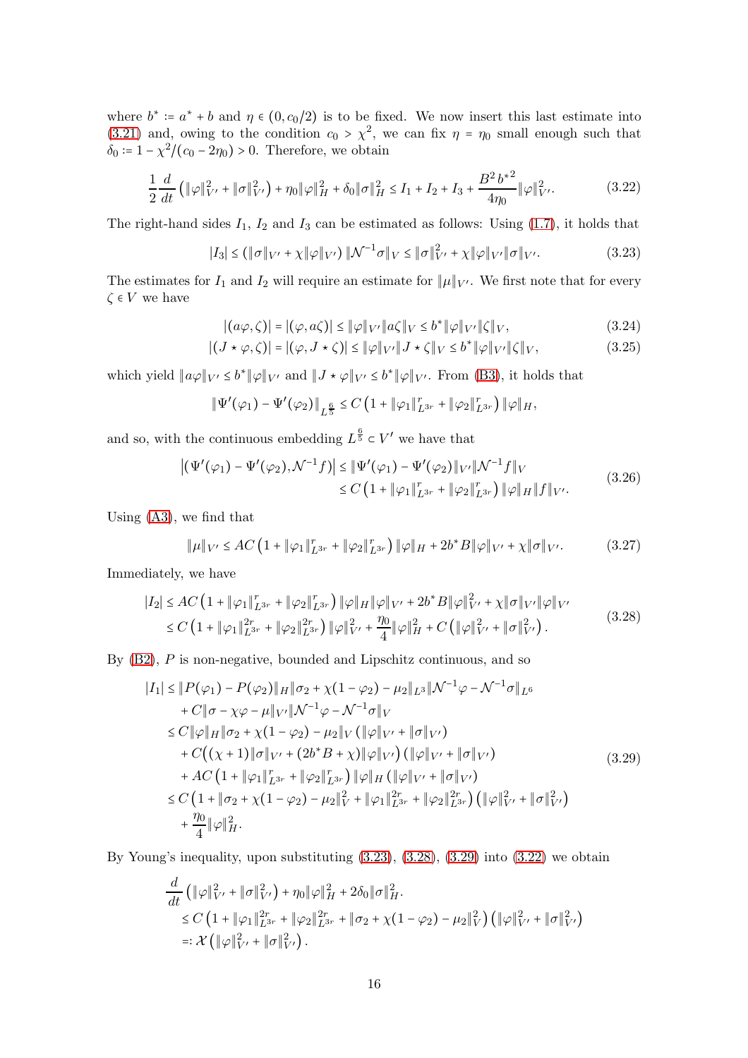where $b^* := a^* + b$ and $\eta \in (0, c_0/2)$ is to be fixed. We now insert this last estimate into (3.21) and, owing to the condition $c_0 > \chi^2$, we can fix $\eta = \eta_0$ small enough such that $\delta_0 := 1 - \chi^2/(c_0 - 2\eta_0) > 0$. Therefore, we obtain

$$\frac{1}{2}\frac{d}{dt}\left(\|\varphi\|_{V'}^2 + \|\sigma\|_{V'}^2\right) + \eta_0\|\varphi\|_H^2 + \delta_0\|\sigma\|_H^2 \le I_1 + I_2 + I_3 + \frac{B^2 {b^*}^2}{4\eta_0}\|\varphi\|_{V'}^2. \tag{3.22}$$

The right-hand sides $I_1$, $I_2$ and $I_3$ can be estimated as follows: Using (1.7), it holds that

$$|I_3| \le \left(\|\sigma\|_{V'} + \chi\|\varphi\|_{V'}\right)\|\mathcal{N}^{-1}\sigma\|_V \le \|\sigma\|_{V'}^2 + \chi\|\varphi\|_{V'}\|\sigma\|_{V'}. \tag{3.23}$$

The estimates for $I_1$ and $I_2$ will require an estimate for $\|\mu\|_{V'}$. We first note that for every $\zeta \in V$ we have

$$|(a\varphi, \zeta)| = |(\varphi, a\zeta)| \le \|\varphi\|_{V'}\|a\zeta\|_V \le b^*\|\varphi\|_{V'}\|\zeta\|_V, \tag{3.24}$$

$$|(J \star \varphi, \zeta)| = |(\varphi, J \star \zeta)| \le \|\varphi\|_{V'}\|J \star \zeta\|_V \le b^*\|\varphi\|_{V'}\|\zeta\|_V, \tag{3.25}$$

which yield $\|a\varphi\|_{V'} \le b^*\|\varphi\|_{V'}$ and $\|J \star \varphi\|_{V'} \le b^*\|\varphi\|_{V'}$. From (B3), it holds that

$$\|\Psi'(\varphi_1) - \Psi'(\varphi_2)\|_{L^{\frac{6}{5}}} \le C\left(1 + \|\varphi_1\|_{L^{3r}}^r + \|\varphi_2\|_{L^{3r}}^r\right)\|\varphi\|_H,$$

and so, with the continuous embedding $L^{\frac{6}{5}} \subset V'$ we have that

$$\begin{aligned}
\left|(\Psi'(\varphi_1) - \Psi'(\varphi_2), \mathcal{N}^{-1}f)\right| &\le \|\Psi'(\varphi_1) - \Psi'(\varphi_2)\|_{V'}\|\mathcal{N}^{-1}f\|_V \\
&\le C\left(1 + \|\varphi_1\|_{L^{3r}}^r + \|\varphi_2\|_{L^{3r}}^r\right)\|\varphi\|_H\|f\|_{V'}.
\end{aligned} \tag{3.26}$$

Using (A3), we find that

$$\|\mu\|_{V'} \le AC\left(1 + \|\varphi_1\|_{L^{3r}}^r + \|\varphi_2\|_{L^{3r}}^r\right)\|\varphi\|_H + 2b^*B\|\varphi\|_{V'} + \chi\|\sigma\|_{V'}. \tag{3.27}$$

Immediately, we have

$$\begin{aligned}
|I_2| &\le AC\left(1 + \|\varphi_1\|_{L^{3r}}^r + \|\varphi_2\|_{L^{3r}}^r\right)\|\varphi\|_H\|\varphi\|_{V'} + 2b^*B\|\varphi\|_{V'}^2 + \chi\|\sigma\|_{V'}\|\varphi\|_{V'} \\
&\le C\left(1 + \|\varphi_1\|_{L^{3r}}^{2r} + \|\varphi_2\|_{L^{3r}}^{2r}\right)\|\varphi\|_{V'}^2 + \frac{\eta_0}{4}\|\varphi\|_H^2 + C\left(\|\varphi\|_{V'}^2 + \|\sigma\|_{V'}^2\right).
\end{aligned} \tag{3.28}$$

By (B2), $P$ is non-negative, bounded and Lipschitz continuous, and so

$$\begin{aligned}
|I_1| &\le \|P(\varphi_1) - P(\varphi_2)\|_H\|\sigma_2 + \chi(1 - \varphi_2) - \mu_2\|_{L^3}\|\mathcal{N}^{-1}\varphi - \mathcal{N}^{-1}\sigma\|_{L^6} \\
&\quad + C\|\sigma - \chi\varphi - \mu\|_{V'}\|\mathcal{N}^{-1}\varphi - \mathcal{N}^{-1}\sigma\|_V \\
&\le C\|\varphi\|_H\|\sigma_2 + \chi(1 - \varphi_2) - \mu_2\|_V\left(\|\varphi\|_{V'} + \|\sigma\|_{V'}\right) \\
&\quad + C\big((\chi + 1)\|\sigma\|_{V'} + (2b^*B + \chi)\|\varphi\|_{V'}\big)\left(\|\varphi\|_{V'} + \|\sigma\|_{V'}\right) \\
&\quad + AC\left(1 + \|\varphi_1\|_{L^{3r}}^r + \|\varphi_2\|_{L^{3r}}^r\right)\|\varphi\|_H\left(\|\varphi\|_{V'} + \|\sigma\|_{V'}\right) \\
&\le C\left(1 + \|\sigma_2 + \chi(1 - \varphi_2) - \mu_2\|_V^2 + \|\varphi_1\|_{L^{3r}}^{2r} + \|\varphi_2\|_{L^{3r}}^{2r}\right)\left(\|\varphi\|_{V'}^2 + \|\sigma\|_{V'}^2\right) \\
&\quad + \frac{\eta_0}{4}\|\varphi\|_H^2.
\end{aligned} \tag{3.29}$$

By Young's inequality, upon substituting (3.23), (3.28), (3.29) into (3.22) we obtain

$$\begin{aligned}
&\frac{d}{dt}\left(\|\varphi\|_{V'}^2 + \|\sigma\|_{V'}^2\right) + \eta_0\|\varphi\|_H^2 + 2\delta_0\|\sigma\|_H^2. \\
&\quad \le C\left(1 + \|\varphi_1\|_{L^{3r}}^{2r} + \|\varphi_2\|_{L^{3r}}^{2r} + \|\sigma_2 + \chi(1 - \varphi_2) - \mu_2\|_V^2\right)\left(\|\varphi\|_{V'}^2 + \|\sigma\|_{V'}^2\right) \\
&\quad =: \mathcal{X}\left(\|\varphi\|_{V'}^2 + \|\sigma\|_{V'}^2\right).
\end{aligned}$$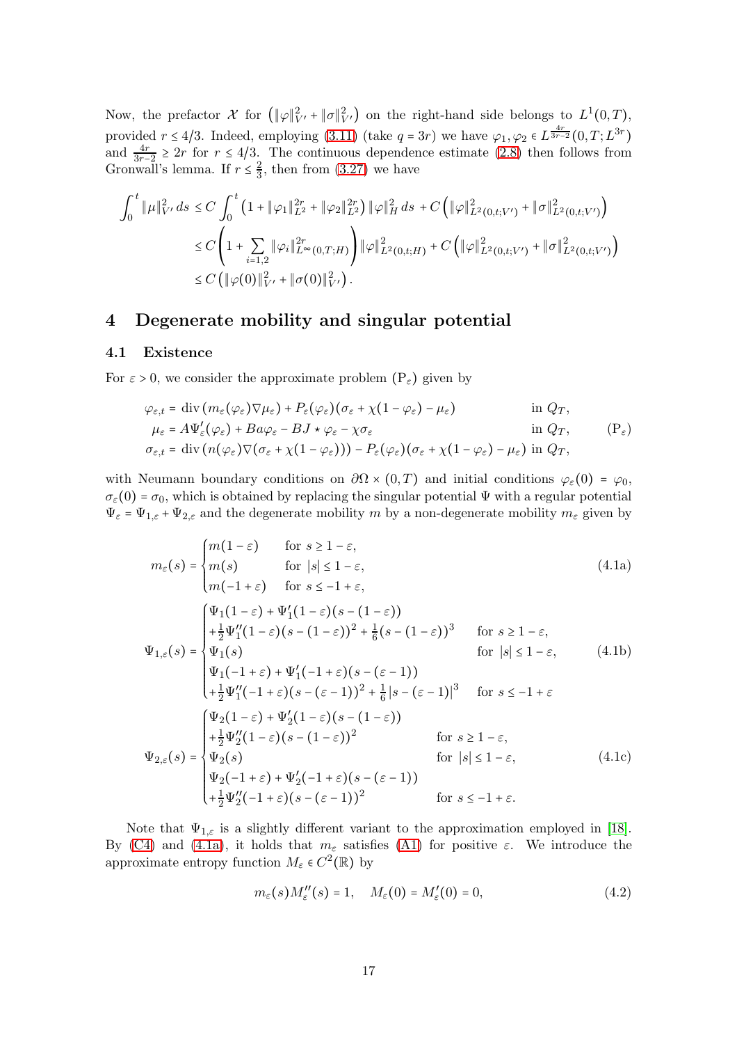Now, the prefactor $\mathcal{X}$ for $\left(\|\varphi\|_{V'}^2 + \|\sigma\|_{V'}^2\right)$ on the right-hand side belongs to $L^1(0,T)$, provided $r \le 4/3$. Indeed, employing (3.11) (take $q = 3r$) we have $\varphi_1, \varphi_2 \in L^{\frac{4r}{3r-2}}(0,T;L^{3r})$ and $\frac{4r}{3r-2} \ge 2r$ for $r \le 4/3$. The continuous dependence estimate (2.8) then follows from Gronwall's lemma. If $r \le \frac{2}{3}$, then from (3.27) we have

$$
\begin{aligned}
\int_0^t \|\mu\|_{V'}^2 \, ds &\le C \int_0^t \left(1 + \|\varphi_1\|_{L^2}^{2r} + \|\varphi_2\|_{L^2}^{2r}\right) \|\varphi\|_H^2 \, ds + C\left(\|\varphi\|_{L^2(0,t;V')}^2 + \|\sigma\|_{L^2(0,t;V')}^2\right) \\
&\le C\left(1 + \sum_{i=1,2} \|\varphi_i\|_{L^\infty(0,T;H)}^{2r}\right) \|\varphi\|_{L^2(0,t;H)}^2 + C\left(\|\varphi\|_{L^2(0,t;V')}^2 + \|\sigma\|_{L^2(0,t;V')}^2\right) \\
&\le C\left(\|\varphi(0)\|_{V'}^2 + \|\sigma(0)\|_{V'}^2\right).
\end{aligned}
$$

# 4 Degenerate mobility and singular potential

## 4.1 Existence

For $\varepsilon > 0$, we consider the approximate problem $(\mathrm{P}_\varepsilon)$ given by

$$
\begin{aligned}
\varphi_{\varepsilon,t} &= \operatorname{div}\left(m_\varepsilon(\varphi_\varepsilon)\nabla\mu_\varepsilon\right) + P_\varepsilon(\varphi_\varepsilon)(\sigma_\varepsilon + \chi(1-\varphi_\varepsilon) - \mu_\varepsilon) && \text{in } Q_T, \\
\mu_\varepsilon &= A\Psi_\varepsilon'(\varphi_\varepsilon) + Ba\varphi_\varepsilon - BJ \star \varphi_\varepsilon - \chi\sigma_\varepsilon && \text{in } Q_T, \\
\sigma_{\varepsilon,t} &= \operatorname{div}\left(n(\varphi_\varepsilon)\nabla(\sigma_\varepsilon + \chi(1-\varphi_\varepsilon))\right) - P_\varepsilon(\varphi_\varepsilon)(\sigma_\varepsilon + \chi(1-\varphi_\varepsilon) - \mu_\varepsilon) && \text{in } Q_T,
\end{aligned}
\tag{$\mathrm{P}_\varepsilon$}
$$

with Neumann boundary conditions on $\partial\Omega \times (0,T)$ and initial conditions $\varphi_\varepsilon(0) = \varphi_0$, $\sigma_\varepsilon(0) = \sigma_0$, which is obtained by replacing the singular potential $\Psi$ with a regular potential $\Psi_\varepsilon = \Psi_{1,\varepsilon} + \Psi_{2,\varepsilon}$ and the degenerate mobility $m$ by a non-degenerate mobility $m_\varepsilon$ given by

$$
m_\varepsilon(s) = \begin{cases} m(1-\varepsilon) & \text{for } s \ge 1-\varepsilon, \\ m(s) & \text{for } |s| \le 1-\varepsilon, \\ m(-1+\varepsilon) & \text{for } s \le -1+\varepsilon, \end{cases} \tag{4.1a}
$$

$$
\Psi_{1,\varepsilon}(s) = \begin{cases} \Psi_1(1-\varepsilon) + \Psi_1'(1-\varepsilon)(s-(1-\varepsilon)) \\ \quad + \frac{1}{2}\Psi_1''(1-\varepsilon)(s-(1-\varepsilon))^2 + \frac{1}{6}(s-(1-\varepsilon))^3 & \text{for } s \ge 1-\varepsilon, \\ \Psi_1(s) & \text{for } |s| \le 1-\varepsilon, \\ \Psi_1(-1+\varepsilon) + \Psi_1'(-1+\varepsilon)(s-(\varepsilon-1)) \\ \quad + \frac{1}{2}\Psi_1''(-1+\varepsilon)(s-(\varepsilon-1))^2 + \frac{1}{6}|s-(\varepsilon-1)|^3 & \text{for } s \le -1+\varepsilon \end{cases} \tag{4.1b}
$$

$$
\Psi_{2,\varepsilon}(s) = \begin{cases} \Psi_2(1-\varepsilon) + \Psi_2'(1-\varepsilon)(s-(1-\varepsilon)) \\ \quad + \frac{1}{2}\Psi_2''(1-\varepsilon)(s-(1-\varepsilon))^2 & \text{for } s \ge 1-\varepsilon, \\ \Psi_2(s) & \text{for } |s| \le 1-\varepsilon, \\ \Psi_2(-1+\varepsilon) + \Psi_2'(-1+\varepsilon)(s-(\varepsilon-1)) \\ \quad + \frac{1}{2}\Psi_2''(-1+\varepsilon)(s-(\varepsilon-1))^2 & \text{for } s \le -1+\varepsilon. \end{cases} \tag{4.1c}
$$

Note that $\Psi_{1,\varepsilon}$ is a slightly different variant to the approximation employed in [18]. By (C4) and (4.1a), it holds that $m_\varepsilon$ satisfies (A1) for positive $\varepsilon$. We introduce the approximate entropy function $M_\varepsilon \in C^2(\mathbb{R})$ by

$$
m_\varepsilon(s) M_\varepsilon''(s) = 1, \quad M_\varepsilon(0) = M_\varepsilon'(0) = 0, \tag{4.2}
$$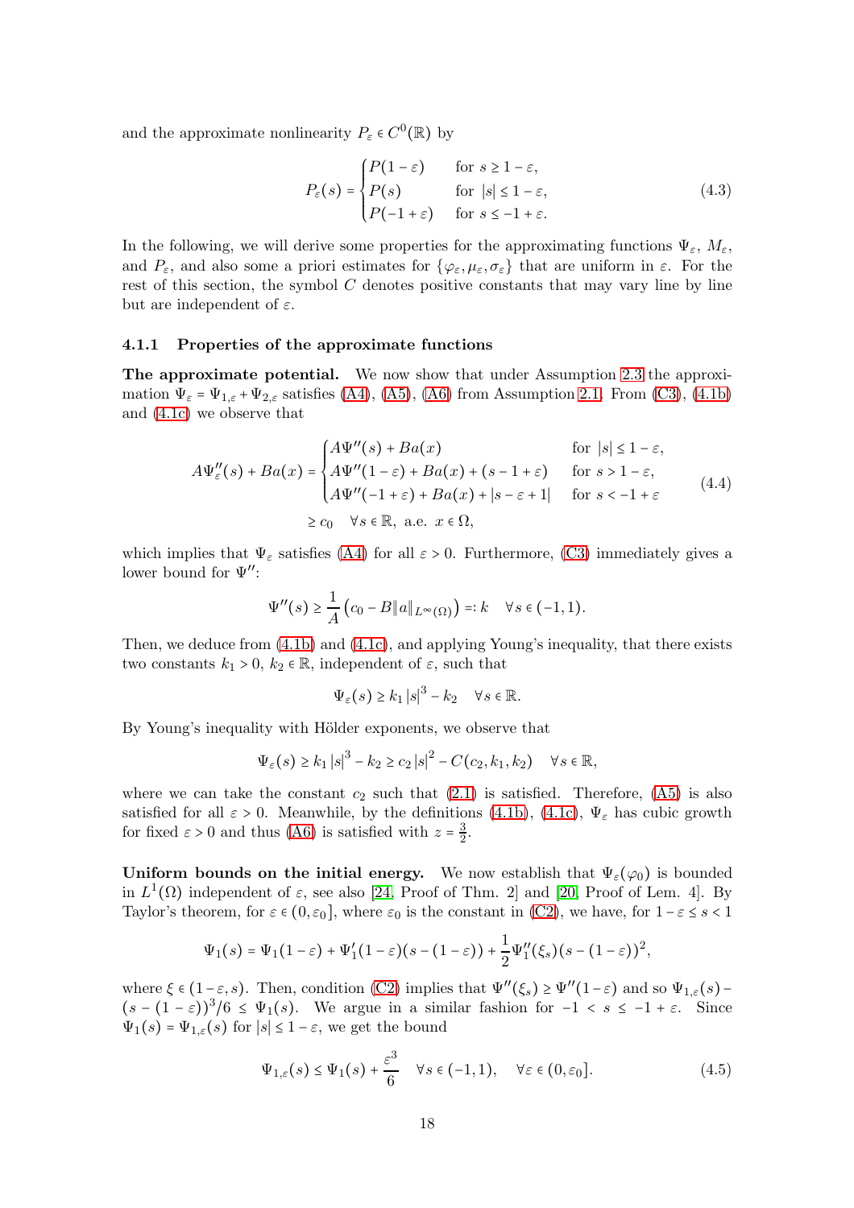and the approximate nonlinearity $P_\varepsilon \in C^0(\mathbb{R})$ by

$$P_\varepsilon(s) = \begin{cases} P(1-\varepsilon) & \text{for } s \geq 1-\varepsilon, \\ P(s) & \text{for } |s| \leq 1-\varepsilon, \\ P(-1+\varepsilon) & \text{for } s \leq -1+\varepsilon. \end{cases} \tag{4.3}$$

In the following, we will derive some properties for the approximating functions $\Psi_\varepsilon$, $M_\varepsilon$, and $P_\varepsilon$, and also some a priori estimates for $\{\varphi_\varepsilon, \mu_\varepsilon, \sigma_\varepsilon\}$ that are uniform in $\varepsilon$. For the rest of this section, the symbol $C$ denotes positive constants that may vary line by line but are independent of $\varepsilon$.

### 4.1.1 Properties of the approximate functions

**The approximate potential.** We now show that under Assumption 2.3 the approximation $\Psi_\varepsilon = \Psi_{1,\varepsilon} + \Psi_{2,\varepsilon}$ satisfies (A4), (A5), (A6) from Assumption 2.1. From (C3), (4.1b) and (4.1c) we observe that

$$A\Psi_\varepsilon''(s) + Ba(x) = \begin{cases} A\Psi''(s) + Ba(x) & \text{for } |s| \leq 1-\varepsilon, \\ A\Psi''(1-\varepsilon) + Ba(x) + (s-1+\varepsilon) & \text{for } s > 1-\varepsilon, \\ A\Psi''(-1+\varepsilon) + Ba(x) + |s-\varepsilon+1| & \text{for } s < -1+\varepsilon \end{cases} \tag{4.4}$$
$$\geq c_0 \quad \forall s \in \mathbb{R}, \text{ a.e. } x \in \Omega,$$

which implies that $\Psi_\varepsilon$ satisfies (A4) for all $\varepsilon > 0$. Furthermore, (C3) immediately gives a lower bound for $\Psi''$:

$$\Psi''(s) \geq \frac{1}{A}\left(c_0 - B\|a\|_{L^\infty(\Omega)}\right) =: k \quad \forall s \in (-1,1).$$

Then, we deduce from (4.1b) and (4.1c), and applying Young's inequality, that there exists two constants $k_1 > 0$, $k_2 \in \mathbb{R}$, independent of $\varepsilon$, such that

$$\Psi_\varepsilon(s) \geq k_1 |s|^3 - k_2 \quad \forall s \in \mathbb{R}.$$

By Young's inequality with Hölder exponents, we observe that

$$\Psi_\varepsilon(s) \geq k_1 |s|^3 - k_2 \geq c_2 |s|^2 - C(c_2, k_1, k_2) \quad \forall s \in \mathbb{R},$$

where we can take the constant $c_2$ such that (2.1) is satisfied. Therefore, (A5) is also satisfied for all $\varepsilon > 0$. Meanwhile, by the definitions (4.1b), (4.1c), $\Psi_\varepsilon$ has cubic growth for fixed $\varepsilon > 0$ and thus (A6) is satisfied with $z = \frac{3}{2}$.

**Uniform bounds on the initial energy.** We now establish that $\Psi_\varepsilon(\varphi_0)$ is bounded in $L^1(\Omega)$ independent of $\varepsilon$, see also [24, Proof of Thm. 2] and [20, Proof of Lem. 4]. By Taylor's theorem, for $\varepsilon \in (0, \varepsilon_0]$, where $\varepsilon_0$ is the constant in (C2), we have, for $1-\varepsilon \leq s < 1$

$$\Psi_1(s) = \Psi_1(1-\varepsilon) + \Psi_1'(1-\varepsilon)(s-(1-\varepsilon)) + \frac{1}{2}\Psi_1''(\xi_s)(s-(1-\varepsilon))^2,$$

where $\xi \in (1-\varepsilon, s)$. Then, condition (C2) implies that $\Psi''(\xi_s) \geq \Psi''(1-\varepsilon)$ and so $\Psi_{1,\varepsilon}(s) - (s-(1-\varepsilon))^3/6 \leq \Psi_1(s)$. We argue in a similar fashion for $-1 < s \leq -1+\varepsilon$. Since $\Psi_1(s) = \Psi_{1,\varepsilon}(s)$ for $|s| \leq 1-\varepsilon$, we get the bound

$$\Psi_{1,\varepsilon}(s) \leq \Psi_1(s) + \frac{\varepsilon^3}{6} \quad \forall s \in (-1,1), \quad \forall \varepsilon \in (0, \varepsilon_0]. \tag{4.5}$$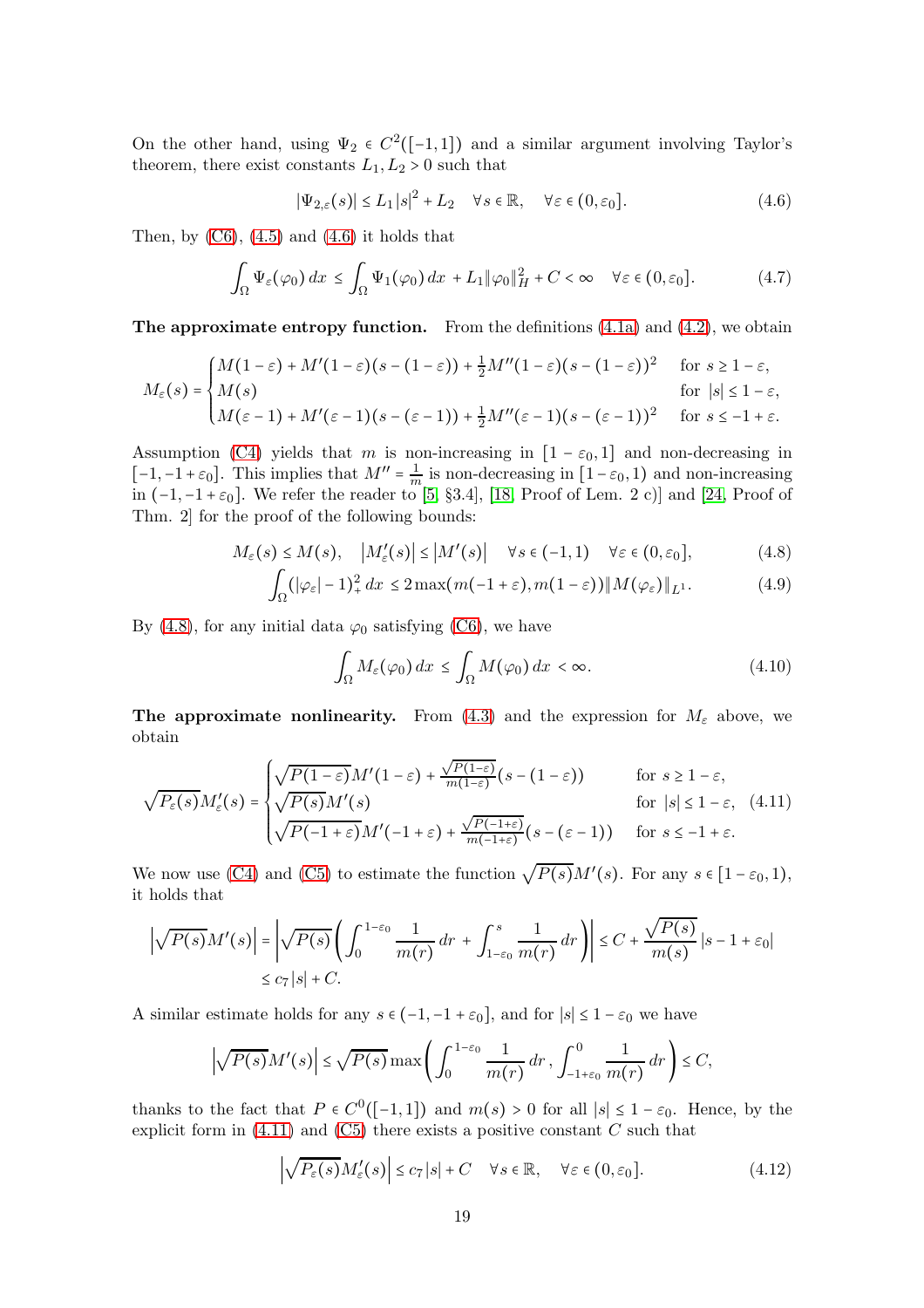On the other hand, using $\Psi_2 \in C^2([-1,1])$ and a similar argument involving Taylor's theorem, there exist constants $L_1, L_2 > 0$ such that

$$|\Psi_{2,\varepsilon}(s)| \le L_1 |s|^2 + L_2 \quad \forall s \in \mathbb{R}, \quad \forall \varepsilon \in (0, \varepsilon_0]. \tag{4.6}$$

Then, by (C6), (4.5) and (4.6) it holds that

$$\int_\Omega \Psi_\varepsilon(\varphi_0)\, dx \le \int_\Omega \Psi_1(\varphi_0)\, dx + L_1 \|\varphi_0\|_H^2 + C < \infty \quad \forall \varepsilon \in (0, \varepsilon_0]. \tag{4.7}$$

**The approximate entropy function.** From the definitions (4.1a) and (4.2), we obtain

$$M_\varepsilon(s) = \begin{cases} M(1-\varepsilon) + M'(1-\varepsilon)(s-(1-\varepsilon)) + \frac{1}{2} M''(1-\varepsilon)(s-(1-\varepsilon))^2 & \text{for } s \ge 1-\varepsilon, \\ M(s) & \text{for } |s| \le 1-\varepsilon, \\ M(\varepsilon - 1) + M'(\varepsilon-1)(s-(\varepsilon-1)) + \frac{1}{2} M''(\varepsilon-1)(s-(\varepsilon-1))^2 & \text{for } s \le -1+\varepsilon. \end{cases}$$

Assumption (C4) yields that $m$ is non-increasing in $[1-\varepsilon_0, 1]$ and non-decreasing in $[-1, -1+\varepsilon_0]$. This implies that $M'' = \frac{1}{m}$ is non-decreasing in $[1-\varepsilon_0, 1)$ and non-increasing in $(-1, -1+\varepsilon_0]$. We refer the reader to [5, §3.4], [18, Proof of Lem. 2 c)] and [24, Proof of Thm. 2] for the proof of the following bounds:

$$M_\varepsilon(s) \le M(s), \quad |M_\varepsilon'(s)| \le |M'(s)| \quad \forall s \in (-1,1) \quad \forall \varepsilon \in (0, \varepsilon_0], \tag{4.8}$$

$$\int_\Omega (|\varphi_\varepsilon| - 1)_+^2\, dx \le 2 \max(m(-1+\varepsilon), m(1-\varepsilon)) \|M(\varphi_\varepsilon)\|_{L^1}. \tag{4.9}$$

By (4.8), for any initial data $\varphi_0$ satisfying (C6), we have

$$\int_\Omega M_\varepsilon(\varphi_0)\, dx \le \int_\Omega M(\varphi_0)\, dx < \infty. \tag{4.10}$$

**The approximate nonlinearity.** From (4.3) and the expression for $M_\varepsilon$ above, we obtain

$$\sqrt{P_\varepsilon(s)} M_\varepsilon'(s) = \begin{cases} \sqrt{P(1-\varepsilon)} M'(1-\varepsilon) + \frac{\sqrt{P(1-\varepsilon)}}{m(1-\varepsilon)}(s-(1-\varepsilon)) & \text{for } s \ge 1-\varepsilon, \\ \sqrt{P(s)} M'(s) & \text{for } |s| \le 1-\varepsilon, \\ \sqrt{P(-1+\varepsilon)} M'(-1+\varepsilon) + \frac{\sqrt{P(-1+\varepsilon)}}{m(-1+\varepsilon)}(s-(\varepsilon-1)) & \text{for } s \le -1+\varepsilon. \end{cases} \tag{4.11}$$

We now use (C4) and (C5) to estimate the function $\sqrt{P(s)} M'(s)$. For any $s \in [1-\varepsilon_0, 1)$, it holds that

$$\begin{aligned} \left|\sqrt{P(s)} M'(s)\right| &= \left|\sqrt{P(s)} \left( \int_0^{1-\varepsilon_0} \frac{1}{m(r)}\, dr + \int_{1-\varepsilon_0}^s \frac{1}{m(r)}\, dr \right)\right| \le C + \frac{\sqrt{P(s)}}{m(s)} |s - 1 + \varepsilon_0| \\ &\le c_7 |s| + C. \end{aligned}$$

A similar estimate holds for any $s \in (-1, -1+\varepsilon_0]$, and for $|s| \le 1-\varepsilon_0$ we have

$$\left|\sqrt{P(s)} M'(s)\right| \le \sqrt{P(s)} \max\left( \int_0^{1-\varepsilon_0} \frac{1}{m(r)}\, dr, \int_{-1+\varepsilon_0}^0 \frac{1}{m(r)}\, dr \right) \le C,$$

thanks to the fact that $P \in C^0([-1,1])$ and $m(s) > 0$ for all $|s| \le 1-\varepsilon_0$. Hence, by the explicit form in (4.11) and (C5) there exists a positive constant $C$ such that

$$\left|\sqrt{P_\varepsilon(s)} M_\varepsilon'(s)\right| \le c_7 |s| + C \quad \forall s \in \mathbb{R}, \quad \forall \varepsilon \in (0, \varepsilon_0]. \tag{4.12}$$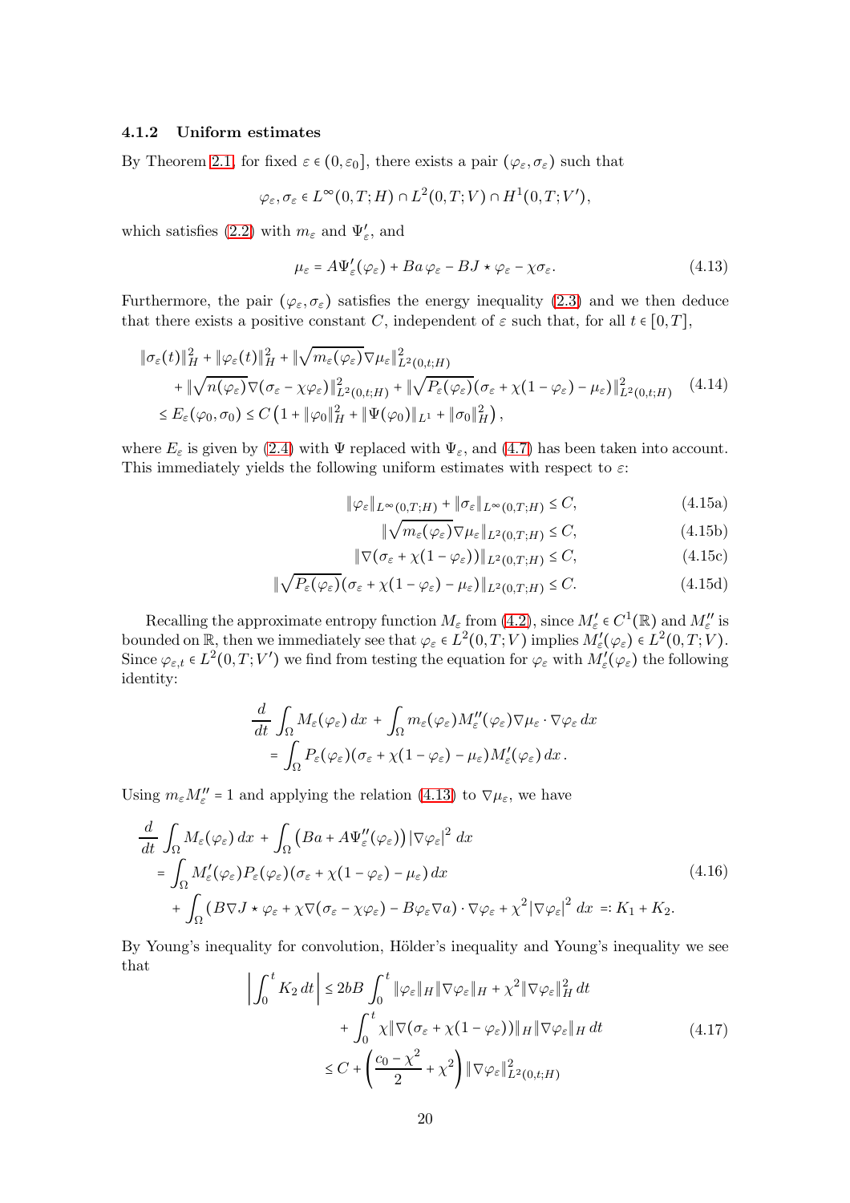### 4.1.2 Uniform estimates

By Theorem 2.1, for fixed $\varepsilon \in (0, \varepsilon_0]$, there exists a pair $(\varphi_\varepsilon, \sigma_\varepsilon)$ such that

$$\varphi_\varepsilon, \sigma_\varepsilon \in L^\infty(0,T;H) \cap L^2(0,T;V) \cap H^1(0,T;V'),$$

which satisfies (2.2) with $m_\varepsilon$ and $\Psi'_\varepsilon$, and

$$\mu_\varepsilon = A\Psi'_\varepsilon(\varphi_\varepsilon) + Ba\,\varphi_\varepsilon - BJ \star \varphi_\varepsilon - \chi\sigma_\varepsilon. \tag{4.13}$$

Furthermore, the pair $(\varphi_\varepsilon, \sigma_\varepsilon)$ satisfies the energy inequality (2.3) and we then deduce that there exists a positive constant $C$, independent of $\varepsilon$ such that, for all $t \in [0,T]$,

$$\begin{aligned}
&\|\sigma_\varepsilon(t)\|_H^2 + \|\varphi_\varepsilon(t)\|_H^2 + \|\sqrt{m_\varepsilon(\varphi_\varepsilon)}\nabla\mu_\varepsilon\|^2_{L^2(0,t;H)} \\
&\quad + \|\sqrt{n(\varphi_\varepsilon)}\nabla(\sigma_\varepsilon - \chi\varphi_\varepsilon)\|^2_{L^2(0,t;H)} + \|\sqrt{P_\varepsilon(\varphi_\varepsilon)}(\sigma_\varepsilon + \chi(1-\varphi_\varepsilon) - \mu_\varepsilon)\|^2_{L^2(0,t;H)} \\
&\le E_\varepsilon(\varphi_0, \sigma_0) \le C\left(1 + \|\varphi_0\|_H^2 + \|\Psi(\varphi_0)\|_{L^1} + \|\sigma_0\|_H^2\right),
\end{aligned} \tag{4.14}$$

where $E_\varepsilon$ is given by (2.4) with $\Psi$ replaced with $\Psi_\varepsilon$, and (4.7) has been taken into account. This immediately yields the following uniform estimates with respect to $\varepsilon$:

$$\|\varphi_\varepsilon\|_{L^\infty(0,T;H)} + \|\sigma_\varepsilon\|_{L^\infty(0,T;H)} \le C, \tag{4.15a}$$

$$\|\sqrt{m_\varepsilon(\varphi_\varepsilon)}\nabla\mu_\varepsilon\|_{L^2(0,T;H)} \le C, \tag{4.15b}$$

$$\|\nabla(\sigma_\varepsilon + \chi(1-\varphi_\varepsilon))\|_{L^2(0,T;H)} \le C, \tag{4.15c}$$

$$\|\sqrt{P_\varepsilon(\varphi_\varepsilon)}(\sigma_\varepsilon + \chi(1-\varphi_\varepsilon) - \mu_\varepsilon)\|_{L^2(0,T;H)} \le C. \tag{4.15d}$$

Recalling the approximate entropy function $M_\varepsilon$ from (4.2), since $M'_\varepsilon \in C^1(\mathbb{R})$ and $M''_\varepsilon$ is bounded on $\mathbb{R}$, then we immediately see that $\varphi_\varepsilon \in L^2(0,T;V)$ implies $M'_\varepsilon(\varphi_\varepsilon) \in L^2(0,T;V)$. Since $\varphi_{\varepsilon,t} \in L^2(0,T;V')$ we find from testing the equation for $\varphi_\varepsilon$ with $M'_\varepsilon(\varphi_\varepsilon)$ the following identity:

$$\begin{aligned}
&\frac{d}{dt}\int_\Omega M_\varepsilon(\varphi_\varepsilon)\,dx + \int_\Omega m_\varepsilon(\varphi_\varepsilon)M''_\varepsilon(\varphi_\varepsilon)\nabla\mu_\varepsilon \cdot \nabla\varphi_\varepsilon\,dx \\
&\quad = \int_\Omega P_\varepsilon(\varphi_\varepsilon)(\sigma_\varepsilon + \chi(1-\varphi_\varepsilon) - \mu_\varepsilon)M'_\varepsilon(\varphi_\varepsilon)\,dx\,.
\end{aligned}$$

Using $m_\varepsilon M''_\varepsilon = 1$ and applying the relation (4.13) to $\nabla\mu_\varepsilon$, we have

$$\begin{aligned}
&\frac{d}{dt}\int_\Omega M_\varepsilon(\varphi_\varepsilon)\,dx + \int_\Omega \left(Ba + A\Psi''_\varepsilon(\varphi_\varepsilon)\right)|\nabla\varphi_\varepsilon|^2\,dx \\
&= \int_\Omega M'_\varepsilon(\varphi_\varepsilon)P_\varepsilon(\varphi_\varepsilon)(\sigma_\varepsilon + \chi(1-\varphi_\varepsilon) - \mu_\varepsilon)\,dx \\
&\quad + \int_\Omega (B\nabla J \star \varphi_\varepsilon + \chi\nabla(\sigma_\varepsilon - \chi\varphi_\varepsilon) - B\varphi_\varepsilon\nabla a)\cdot\nabla\varphi_\varepsilon + \chi^2|\nabla\varphi_\varepsilon|^2\,dx =: K_1 + K_2.
\end{aligned} \tag{4.16}$$

By Young's inequality for convolution, Hölder's inequality and Young's inequality we see that

$$\begin{aligned}
\left|\int_0^t K_2\,dt\right| &\le 2bB\int_0^t \|\varphi_\varepsilon\|_H\|\nabla\varphi_\varepsilon\|_H + \chi^2\|\nabla\varphi_\varepsilon\|_H^2\,dt \\
&\quad + \int_0^t \chi\|\nabla(\sigma_\varepsilon + \chi(1-\varphi_\varepsilon))\|_H\|\nabla\varphi_\varepsilon\|_H\,dt \\
&\le C + \left(\frac{c_0 - \chi^2}{2} + \chi^2\right)\|\nabla\varphi_\varepsilon\|^2_{L^2(0,t;H)}
\end{aligned} \tag{4.17}$$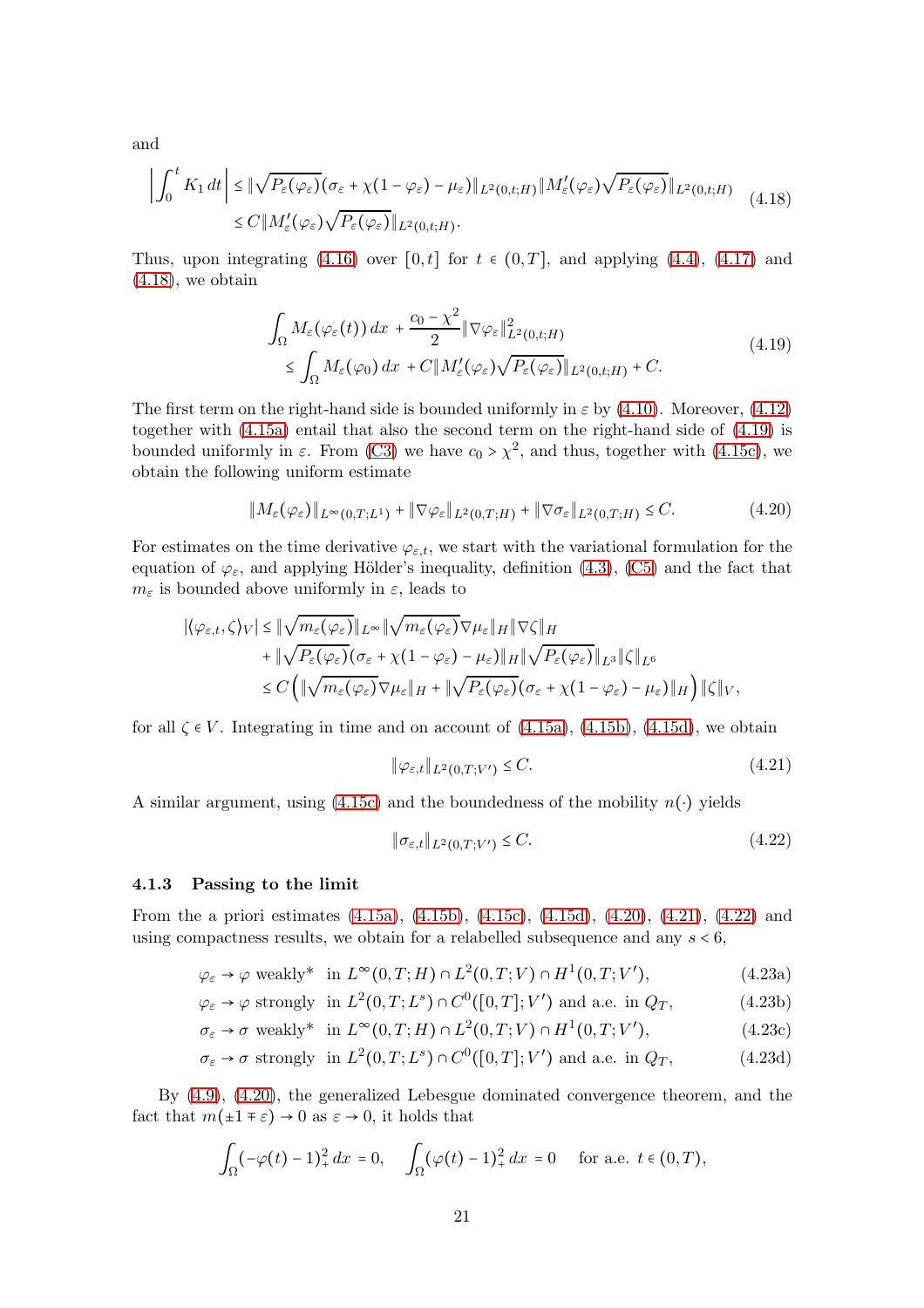and

$$
\begin{aligned}
\left| \int_0^t K_1 \, dt \right| &\le \| \sqrt{P_\varepsilon(\varphi_\varepsilon)} (\sigma_\varepsilon + \chi(1-\varphi_\varepsilon) - \mu_\varepsilon) \|_{L^2(0,t;H)} \| M_\varepsilon'(\varphi_\varepsilon) \sqrt{P_\varepsilon(\varphi_\varepsilon)} \|_{L^2(0,t;H)} \\
&\le C \| M_\varepsilon'(\varphi_\varepsilon) \sqrt{P_\varepsilon(\varphi_\varepsilon)} \|_{L^2(0,t;H)}.
\end{aligned} \tag{4.18}
$$

Thus, upon integrating (4.16) over $[0,t]$ for $t \in (0,T]$, and applying (4.4), (4.17) and (4.18), we obtain

$$
\begin{aligned}
&\int_\Omega M_\varepsilon(\varphi_\varepsilon(t)) \, dx + \frac{c_0 - \chi^2}{2} \| \nabla \varphi_\varepsilon \|^2_{L^2(0,t;H)} \\
&\quad \le \int_\Omega M_\varepsilon(\varphi_0) \, dx + C \| M_\varepsilon'(\varphi_\varepsilon) \sqrt{P_\varepsilon(\varphi_\varepsilon)} \|_{L^2(0,t;H)} + C.
\end{aligned} \tag{4.19}
$$

The first term on the right-hand side is bounded uniformly in $\varepsilon$ by (4.10). Moreover, (4.12) together with (4.15a) entail that also the second term on the right-hand side of (4.19) is bounded uniformly in $\varepsilon$. From (C3) we have $c_0 > \chi^2$, and thus, together with (4.15c), we obtain the following uniform estimate

$$
\| M_\varepsilon(\varphi_\varepsilon) \|_{L^\infty(0,T;L^1)} + \| \nabla \varphi_\varepsilon \|_{L^2(0,T;H)} + \| \nabla \sigma_\varepsilon \|_{L^2(0,T;H)} \le C. \tag{4.20}
$$

For estimates on the time derivative $\varphi_{\varepsilon,t}$, we start with the variational formulation for the equation of $\varphi_\varepsilon$, and applying Hölder's inequality, definition (4.3), (C5) and the fact that $m_\varepsilon$ is bounded above uniformly in $\varepsilon$, leads to

$$
\begin{aligned}
|\langle \varphi_{\varepsilon,t}, \zeta \rangle_V| &\le \| \sqrt{m_\varepsilon(\varphi_\varepsilon)} \|_{L^\infty} \| \sqrt{m_\varepsilon(\varphi_\varepsilon)} \nabla \mu_\varepsilon \|_H \| \nabla \zeta \|_H \\
&\quad + \| \sqrt{P_\varepsilon(\varphi_\varepsilon)} (\sigma_\varepsilon + \chi(1-\varphi_\varepsilon) - \mu_\varepsilon) \|_H \| \sqrt{P_\varepsilon(\varphi_\varepsilon)} \|_{L^3} \| \zeta \|_{L^6} \\
&\le C \left( \| \sqrt{m_\varepsilon(\varphi_\varepsilon)} \nabla \mu_\varepsilon \|_H + \| \sqrt{P_\varepsilon(\varphi_\varepsilon)} (\sigma_\varepsilon + \chi(1-\varphi_\varepsilon) - \mu_\varepsilon) \|_H \right) \| \zeta \|_V,
\end{aligned}
$$

for all $\zeta \in V$. Integrating in time and on account of (4.15a), (4.15b), (4.15d), we obtain

$$
\| \varphi_{\varepsilon,t} \|_{L^2(0,T;V')} \le C. \tag{4.21}
$$

A similar argument, using (4.15c) and the boundedness of the mobility $n(\cdot)$ yields

$$
\| \sigma_{\varepsilon,t} \|_{L^2(0,T;V')} \le C. \tag{4.22}
$$

### 4.1.3 Passing to the limit

From the a priori estimates (4.15a), (4.15b), (4.15c), (4.15d), (4.20), (4.21), (4.22) and using compactness results, we obtain for a relabelled subsequence and any $s < 6$,

$$
\varphi_\varepsilon \to \varphi \text{ weakly* in } L^\infty(0,T;H) \cap L^2(0,T;V) \cap H^1(0,T;V'), \tag{4.23a}
$$

$$
\varphi_\varepsilon \to \varphi \text{ strongly in } L^2(0,T;L^s) \cap C^0([0,T];V') \text{ and a.e. in } Q_T, \tag{4.23b}
$$

$$
\sigma_\varepsilon \to \sigma \text{ weakly* in } L^\infty(0,T;H) \cap L^2(0,T;V) \cap H^1(0,T;V'), \tag{4.23c}
$$

$$
\sigma_\varepsilon \to \sigma \text{ strongly in } L^2(0,T;L^s) \cap C^0([0,T];V') \text{ and a.e. in } Q_T, \tag{4.23d}
$$

By (4.9), (4.20), the generalized Lebesgue dominated convergence theorem, and the fact that $m(\pm 1 \mp \varepsilon) \to 0$ as $\varepsilon \to 0$, it holds that

$$
\int_\Omega (-\varphi(t) - 1)_+^2 \, dx = 0, \quad \int_\Omega (\varphi(t) - 1)_+^2 \, dx = 0 \quad \text{for a.e. } t \in (0,T),
$$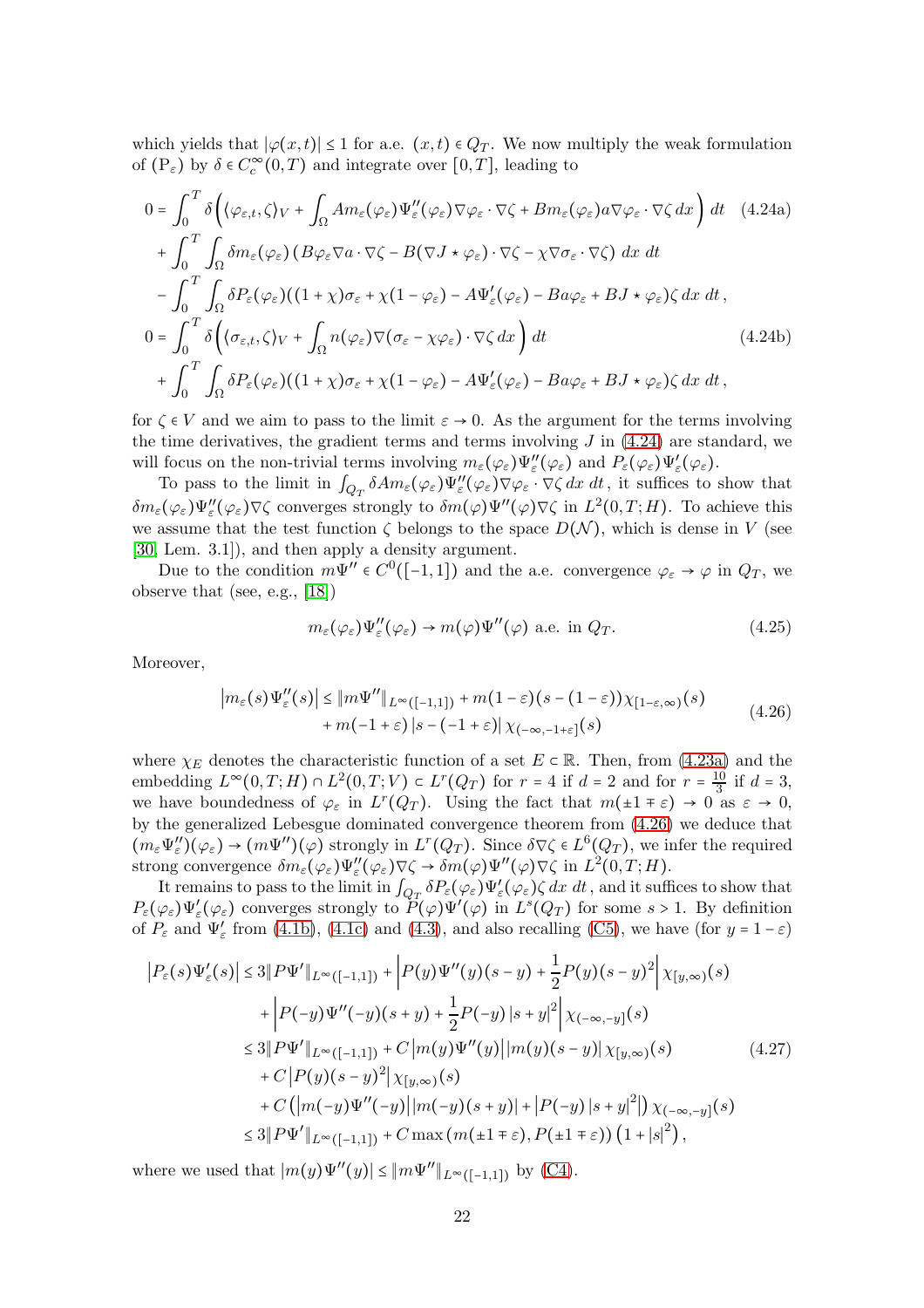which yields that $|\varphi(x,t)| \le 1$ for a.e. $(x,t) \in Q_T$. We now multiply the weak formulation of $(\mathrm{P}_\varepsilon)$ by $\delta \in C_c^\infty(0,T)$ and integrate over $[0,T]$, leading to

$$
\begin{aligned}
0 &= \int_0^T \delta \Big( \langle \varphi_{\varepsilon,t}, \zeta \rangle_V + \int_\Omega A m_\varepsilon(\varphi_\varepsilon) \Psi_\varepsilon''(\varphi_\varepsilon) \nabla \varphi_\varepsilon \cdot \nabla \zeta + B m_\varepsilon(\varphi_\varepsilon) a \nabla \varphi_\varepsilon \cdot \nabla \zeta \, dx \Big) \, dt \qquad (4.24a) \\
&\quad + \int_0^T \int_\Omega \delta m_\varepsilon(\varphi_\varepsilon) \left( B \varphi_\varepsilon \nabla a \cdot \nabla \zeta - B (\nabla J \star \varphi_\varepsilon) \cdot \nabla \zeta - \chi \nabla \sigma_\varepsilon \cdot \nabla \zeta \right) \, dx \, dt \\
&\quad - \int_0^T \int_\Omega \delta P_\varepsilon(\varphi_\varepsilon) ((1+\chi)\sigma_\varepsilon + \chi(1-\varphi_\varepsilon) - A \Psi_\varepsilon'(\varphi_\varepsilon) - B a \varphi_\varepsilon + B J \star \varphi_\varepsilon) \zeta \, dx \, dt, \\
0 &= \int_0^T \delta \Big( \langle \sigma_{\varepsilon,t}, \zeta \rangle_V + \int_\Omega n(\varphi_\varepsilon) \nabla (\sigma_\varepsilon - \chi \varphi_\varepsilon) \cdot \nabla \zeta \, dx \Big) \, dt \qquad (4.24b) \\
&\quad + \int_0^T \int_\Omega \delta P_\varepsilon(\varphi_\varepsilon) ((1+\chi)\sigma_\varepsilon + \chi(1-\varphi_\varepsilon) - A \Psi_\varepsilon'(\varphi_\varepsilon) - B a \varphi_\varepsilon + B J \star \varphi_\varepsilon) \zeta \, dx \, dt,
\end{aligned}
$$

for $\zeta \in V$ and we aim to pass to the limit $\varepsilon \to 0$. As the argument for the terms involving the time derivatives, the gradient terms and terms involving $J$ in (4.24) are standard, we will focus on the non-trivial terms involving $m_\varepsilon(\varphi_\varepsilon)\Psi_\varepsilon''(\varphi_\varepsilon)$ and $P_\varepsilon(\varphi_\varepsilon)\Psi_\varepsilon'(\varphi_\varepsilon)$.

To pass to the limit in $\int_{Q_T} \delta A m_\varepsilon(\varphi_\varepsilon)\Psi_\varepsilon''(\varphi_\varepsilon)\nabla\varphi_\varepsilon \cdot \nabla \zeta \, dx \, dt$, it suffices to show that $\delta m_\varepsilon(\varphi_\varepsilon)\Psi_\varepsilon''(\varphi_\varepsilon)\nabla\zeta$ converges strongly to $\delta m(\varphi)\Psi''(\varphi)\nabla\zeta$ in $L^2(0,T;H)$. To achieve this we assume that the test function $\zeta$ belongs to the space $D(\mathcal{N})$, which is dense in $V$ (see [30, Lem. 3.1]), and then apply a density argument.

Due to the condition $m\Psi'' \in C^0([-1,1])$ and the a.e. convergence $\varphi_\varepsilon \to \varphi$ in $Q_T$, we observe that (see, e.g., [18])

$$
m_\varepsilon(\varphi_\varepsilon)\Psi_\varepsilon''(\varphi_\varepsilon) \to m(\varphi)\Psi''(\varphi) \text{ a.e. in } Q_T. \qquad (4.25)
$$

Moreover,

$$
\begin{aligned}
\left| m_\varepsilon(s)\Psi_\varepsilon''(s) \right| &\le \| m\Psi'' \|_{L^\infty([-1,1])} + m(1-\varepsilon)(s-(1-\varepsilon))\chi_{[1-\varepsilon,\infty)}(s) \\
&\quad + m(-1+\varepsilon)\left| s-(-1+\varepsilon) \right| \chi_{(-\infty,-1+\varepsilon]}(s)
\end{aligned} \qquad (4.26)
$$

where $\chi_E$ denotes the characteristic function of a set $E \subset \mathbb{R}$. Then, from (4.23a) and the embedding $L^\infty(0,T;H) \cap L^2(0,T;V) \subset L^r(Q_T)$ for $r = 4$ if $d = 2$ and for $r = \frac{10}{3}$ if $d = 3$, we have boundedness of $\varphi_\varepsilon$ in $L^r(Q_T)$. Using the fact that $m(\pm 1 \mp \varepsilon) \to 0$ as $\varepsilon \to 0$, by the generalized Lebesgue dominated convergence theorem from (4.26) we deduce that $(m_\varepsilon\Psi_\varepsilon'')(\varphi_\varepsilon) \to (m\Psi'')(\varphi)$ strongly in $L^r(Q_T)$. Since $\delta\nabla\zeta \in L^6(Q_T)$, we infer the required strong convergence $\delta m_\varepsilon(\varphi_\varepsilon)\Psi_\varepsilon''(\varphi_\varepsilon)\nabla\zeta \to \delta m(\varphi)\Psi''(\varphi)\nabla\zeta$ in $L^2(0,T;H)$.

It remains to pass to the limit in $\int_{Q_T} \delta P_\varepsilon(\varphi_\varepsilon)\Psi_\varepsilon'(\varphi_\varepsilon)\zeta \, dx \, dt$, and it suffices to show that $P_\varepsilon(\varphi_\varepsilon)\Psi_\varepsilon'(\varphi_\varepsilon)$ converges strongly to $P(\varphi)\Psi'(\varphi)$ in $L^s(Q_T)$ for some $s > 1$. By definition of $P_\varepsilon$ and $\Psi_\varepsilon'$ from (4.1b), (4.1c) and (4.3), and also recalling (C5), we have (for $y = 1-\varepsilon$)

$$
\begin{aligned}
\left| P_\varepsilon(s)\Psi_\varepsilon'(s) \right| &\le 3\| P\Psi' \|_{L^\infty([-1,1])} + \left| P(y)\Psi''(y)(s-y) + \frac{1}{2}P(y)(s-y)^2 \right| \chi_{[y,\infty)}(s) \\
&\quad + \left| P(-y)\Psi''(-y)(s+y) + \frac{1}{2}P(-y)\left| s+y \right|^2 \right| \chi_{(-\infty,-y]}(s) \\
&\le 3\| P\Psi' \|_{L^\infty([-1,1])} + C\left| m(y)\Psi''(y) \right| \left| m(y)(s-y) \right| \chi_{[y,\infty)}(s) \\
&\quad + C\left| P(y)(s-y)^2 \right| \chi_{[y,\infty)}(s) \qquad (4.27) \\
&\quad + C\left( \left| m(-y)\Psi''(-y) \right| \left| m(-y)(s+y) \right| + \left| P(-y)\left| s+y \right|^2 \right| \right) \chi_{(-\infty,-y]}(s) \\
&\le 3\| P\Psi' \|_{L^\infty([-1,1])} + C \max\left( m(\pm 1 \mp \varepsilon), P(\pm 1 \mp \varepsilon) \right) \left( 1 + |s|^2 \right),
\end{aligned}
$$

where we used that $|m(y)\Psi''(y)| \le \| m\Psi'' \|_{L^\infty([-1,1])}$ by (C4).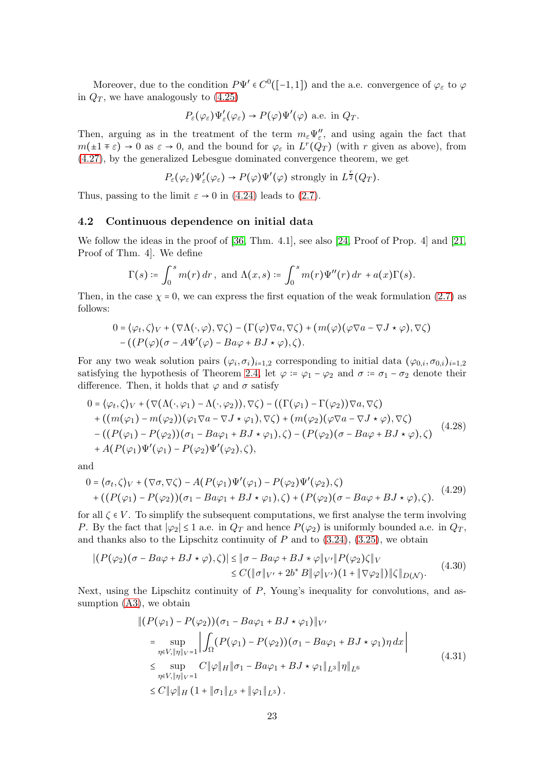Moreover, due to the condition $P\Psi' \in C^0([-1,1])$ and the a.e. convergence of $\varphi_\varepsilon$ to $\varphi$ in $Q_T$, we have analogously to (4.25)

$$P_\varepsilon(\varphi_\varepsilon)\Psi_\varepsilon'(\varphi_\varepsilon) \to P(\varphi)\Psi'(\varphi) \text{ a.e. in } Q_T.$$

Then, arguing as in the treatment of the term $m_\varepsilon \Psi_\varepsilon''$, and using again the fact that $m(\pm 1 \mp \varepsilon) \to 0$ as $\varepsilon \to 0$, and the bound for $\varphi_\varepsilon$ in $L^r(Q_T)$ (with $r$ given as above), from (4.27), by the generalized Lebesgue dominated convergence theorem, we get

$$P_\varepsilon(\varphi_\varepsilon)\Psi_\varepsilon'(\varphi_\varepsilon) \to P(\varphi)\Psi'(\varphi) \text{ strongly in } L^{\frac{r}{2}}(Q_T).$$

Thus, passing to the limit $\varepsilon \to 0$ in (4.24) leads to (2.7).

## 4.2 Continuous dependence on initial data

We follow the ideas in the proof of [36, Thm. 4.1], see also [24, Proof of Prop. 4] and [21, Proof of Thm. 4]. We define

$$\Gamma(s) \coloneqq \int_0^s m(r)\,dr\,, \text{ and } \Lambda(x,s) \coloneqq \int_0^s m(r)\Psi''(r)\,dr + a(x)\Gamma(s).$$

Then, in the case $\chi = 0$, we can express the first equation of the weak formulation (2.7) as follows:

$$\begin{aligned}
0 &= \langle \varphi_t, \zeta\rangle_V + (\nabla\Lambda(\cdot,\varphi), \nabla\zeta) - (\Gamma(\varphi)\nabla a, \nabla\zeta) + (m(\varphi)(\varphi\nabla a - \nabla J \star \varphi), \nabla\zeta) \\
&\quad - ((P(\varphi)(\sigma - A\Psi'(\varphi) - Ba\varphi + BJ\star\varphi), \zeta).
\end{aligned}$$

For any two weak solution pairs $(\varphi_i, \sigma_i)_{i=1,2}$ corresponding to initial data $(\varphi_{0,i}, \sigma_{0,i})_{i=1,2}$ satisfying the hypothesis of Theorem 2.4, let $\varphi \coloneqq \varphi_1 - \varphi_2$ and $\sigma \coloneqq \sigma_1 - \sigma_2$ denote their difference. Then, it holds that $\varphi$ and $\sigma$ satisfy

$$\begin{aligned}
0 &= \langle \varphi_t, \zeta\rangle_V + (\nabla(\Lambda(\cdot,\varphi_1) - \Lambda(\cdot,\varphi_2)), \nabla\zeta) - ((\Gamma(\varphi_1) - \Gamma(\varphi_2))\nabla a, \nabla\zeta) \\
&\quad + ((m(\varphi_1) - m(\varphi_2))(\varphi_1\nabla a - \nabla J\star\varphi_1), \nabla\zeta) + (m(\varphi_2)(\varphi\nabla a - \nabla J\star\varphi), \nabla\zeta) \\
&\quad - ((P(\varphi_1) - P(\varphi_2))(\sigma_1 - Ba\varphi_1 + BJ\star\varphi_1), \zeta) - (P(\varphi_2)(\sigma - Ba\varphi + BJ\star\varphi), \zeta) \\
&\quad + A(P(\varphi_1)\Psi'(\varphi_1) - P(\varphi_2)\Psi'(\varphi_2), \zeta),
\end{aligned} \tag{4.28}$$

and

$$\begin{aligned}
0 &= \langle \sigma_t, \zeta\rangle_V + (\nabla\sigma, \nabla\zeta) - A(P(\varphi_1)\Psi'(\varphi_1) - P(\varphi_2)\Psi'(\varphi_2), \zeta) \\
&\quad + ((P(\varphi_1) - P(\varphi_2))(\sigma_1 - Ba\varphi_1 + BJ\star\varphi_1), \zeta) + (P(\varphi_2)(\sigma - Ba\varphi + BJ\star\varphi), \zeta).
\end{aligned} \tag{4.29}$$

for all $\zeta \in V$. To simplify the subsequent computations, we first analyse the term involving $P$. By the fact that $|\varphi_2| \le 1$ a.e. in $Q_T$ and hence $P(\varphi_2)$ is uniformly bounded a.e. in $Q_T$, and thanks also to the Lipschitz continuity of $P$ and to (3.24), (3.25), we obtain

$$\begin{aligned}
|(P(\varphi_2)(\sigma - Ba\varphi + BJ\star\varphi), \zeta)| &\le \|\sigma - Ba\varphi + BJ\star\varphi\|_{V'}\|P(\varphi_2)\zeta\|_V \\
&\le C(\|\sigma\|_{V'} + 2b^*B\|\varphi\|_{V'})(1 + \|\nabla\varphi_2\|)\|\zeta\|_{D(\mathcal{N})}.
\end{aligned} \tag{4.30}$$

Next, using the Lipschitz continuity of $P$, Young's inequality for convolutions, and assumption (A3), we obtain

$$\begin{aligned}
&\|(P(\varphi_1) - P(\varphi_2))(\sigma_1 - Ba\varphi_1 + BJ\star\varphi_1)\|_{V'} \\
&= \sup_{\eta\in V, \|\eta\|_V = 1} \left| \int_\Omega (P(\varphi_1) - P(\varphi_2))(\sigma_1 - Ba\varphi_1 + BJ\star\varphi_1)\eta\,dx \right| \\
&\le \sup_{\eta\in V, \|\eta\|_V = 1} C\|\varphi\|_H\|\sigma_1 - Ba\varphi_1 + BJ\star\varphi_1\|_{L^3}\|\eta\|_{L^6} \\
&\le C\|\varphi\|_H\left(1 + \|\sigma_1\|_{L^3} + \|\varphi_1\|_{L^3}\right).
\end{aligned} \tag{4.31}$$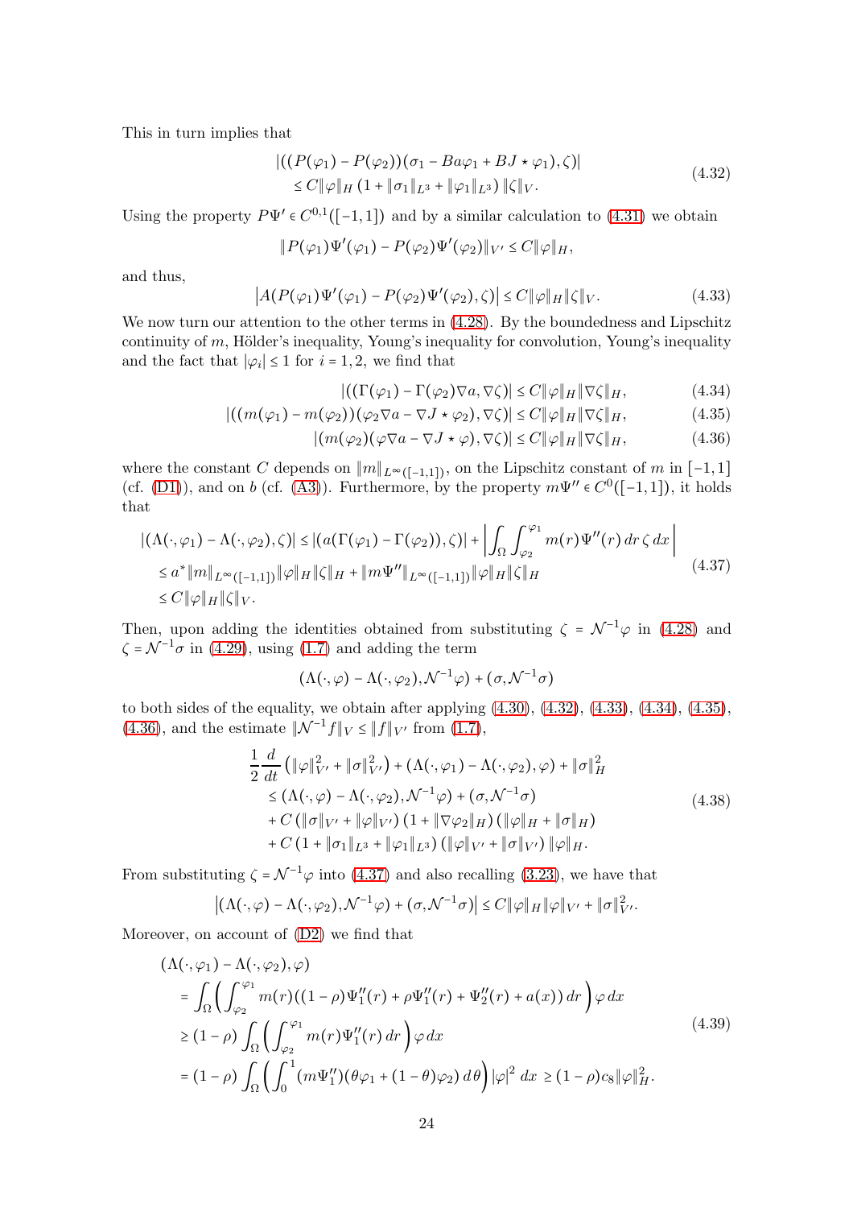This in turn implies that

$$
\begin{aligned}
&|((P(\varphi_1) - P(\varphi_2))(\sigma_1 - Ba\varphi_1 + BJ \star \varphi_1), \zeta)| \\
&\quad \le C\|\varphi\|_H \left(1 + \|\sigma_1\|_{L^3} + \|\varphi_1\|_{L^3}\right) \|\zeta\|_V.
\end{aligned} \tag{4.32}
$$

Using the property $P\Psi' \in C^{0,1}([-1,1])$ and by a similar calculation to (4.31) we obtain

$$
\|P(\varphi_1)\Psi'(\varphi_1) - P(\varphi_2)\Psi'(\varphi_2)\|_{V'} \le C\|\varphi\|_H,
$$

and thus,

$$
\left|A(P(\varphi_1)\Psi'(\varphi_1) - P(\varphi_2)\Psi'(\varphi_2), \zeta)\right| \le C\|\varphi\|_H\|\zeta\|_V. \tag{4.33}
$$

We now turn our attention to the other terms in (4.28). By the boundedness and Lipschitz continuity of $m$, Hölder's inequality, Young's inequality for convolution, Young's inequality and the fact that $|\varphi_i| \le 1$ for $i = 1, 2$, we find that

$$
|((\Gamma(\varphi_1) - \Gamma(\varphi_2)\nabla a, \nabla\zeta)| \le C\|\varphi\|_H\|\nabla\zeta\|_H, \tag{4.34}
$$

$$
|((m(\varphi_1) - m(\varphi_2))(\varphi_2\nabla a - \nabla J \star \varphi_2), \nabla\zeta)| \le C\|\varphi\|_H\|\nabla\zeta\|_H, \tag{4.35}
$$

$$
|(m(\varphi_2)(\varphi\nabla a - \nabla J \star \varphi), \nabla\zeta)| \le C\|\varphi\|_H\|\nabla\zeta\|_H, \tag{4.36}
$$

where the constant $C$ depends on $\|m\|_{L^\infty([-1,1])}$, on the Lipschitz constant of $m$ in $[-1,1]$ (cf. (D1)), and on $b$ (cf. (A3)). Furthermore, by the property $m\Psi'' \in C^0([-1,1])$, it holds that

$$
\begin{aligned}
&|(\Lambda(\cdot,\varphi_1) - \Lambda(\cdot,\varphi_2), \zeta)| \le |(a(\Gamma(\varphi_1) - \Gamma(\varphi_2)), \zeta)| + \left|\int_\Omega \int_{\varphi_2}^{\varphi_1} m(r)\Psi''(r)\, dr\, \zeta\, dx\right| \\
&\quad \le a^*\|m\|_{L^\infty([-1,1])}\|\varphi\|_H\|\zeta\|_H + \|m\Psi''\|_{L^\infty([-1,1])}\|\varphi\|_H\|\zeta\|_H \\
&\quad \le C\|\varphi\|_H\|\zeta\|_V.
\end{aligned} \tag{4.37}
$$

Then, upon adding the identities obtained from substituting $\zeta = \mathcal{N}^{-1}\varphi$ in (4.28) and $\zeta = \mathcal{N}^{-1}\sigma$ in (4.29), using (1.7) and adding the term

$$
(\Lambda(\cdot,\varphi) - \Lambda(\cdot,\varphi_2), \mathcal{N}^{-1}\varphi) + (\sigma, \mathcal{N}^{-1}\sigma)
$$

to both sides of the equality, we obtain after applying (4.30), (4.32), (4.33), (4.34), (4.35), (4.36), and the estimate $\|\mathcal{N}^{-1}f\|_V \le \|f\|_{V'}$ from (1.7),

$$
\begin{aligned}
&\frac{1}{2}\frac{d}{dt}\left(\|\varphi\|_{V'}^2 + \|\sigma\|_{V'}^2\right) + (\Lambda(\cdot,\varphi_1) - \Lambda(\cdot,\varphi_2), \varphi) + \|\sigma\|_H^2 \\
&\quad \le (\Lambda(\cdot,\varphi) - \Lambda(\cdot,\varphi_2), \mathcal{N}^{-1}\varphi) + (\sigma, \mathcal{N}^{-1}\sigma) \\
&\qquad + C\left(\|\sigma\|_{V'} + \|\varphi\|_{V'}\right)\left(1 + \|\nabla\varphi_2\|_H\right)\left(\|\varphi\|_H + \|\sigma\|_H\right) \\
&\qquad + C\left(1 + \|\sigma_1\|_{L^3} + \|\varphi_1\|_{L^3}\right)\left(\|\varphi\|_{V'} + \|\sigma\|_{V'}\right)\|\varphi\|_H.
\end{aligned} \tag{4.38}
$$

From substituting $\zeta = \mathcal{N}^{-1}\varphi$ into (4.37) and also recalling (3.23), we have that

$$
\left|(\Lambda(\cdot,\varphi) - \Lambda(\cdot,\varphi_2), \mathcal{N}^{-1}\varphi) + (\sigma, \mathcal{N}^{-1}\sigma)\right| \le C\|\varphi\|_H\|\varphi\|_{V'} + \|\sigma\|_{V'}^2.
$$

Moreover, on account of (D2) we find that

$$
\begin{aligned}
&(\Lambda(\cdot,\varphi_1) - \Lambda(\cdot,\varphi_2), \varphi) \\
&\quad = \int_\Omega \left(\int_{\varphi_2}^{\varphi_1} m(r)((1-\rho)\Psi_1''(r) + \rho\Psi_1''(r) + \Psi_2''(r) + a(x))\, dr\right)\varphi\, dx \\
&\quad \ge (1-\rho)\int_\Omega \left(\int_{\varphi_2}^{\varphi_1} m(r)\Psi_1''(r)\, dr\right)\varphi\, dx \\
&\quad = (1-\rho)\int_\Omega \left(\int_0^1 (m\Psi_1'')(\theta\varphi_1 + (1-\theta)\varphi_2)\, d\theta\right)|\varphi|^2\, dx \ge (1-\rho)c_8\|\varphi\|_H^2.
\end{aligned} \tag{4.39}
$$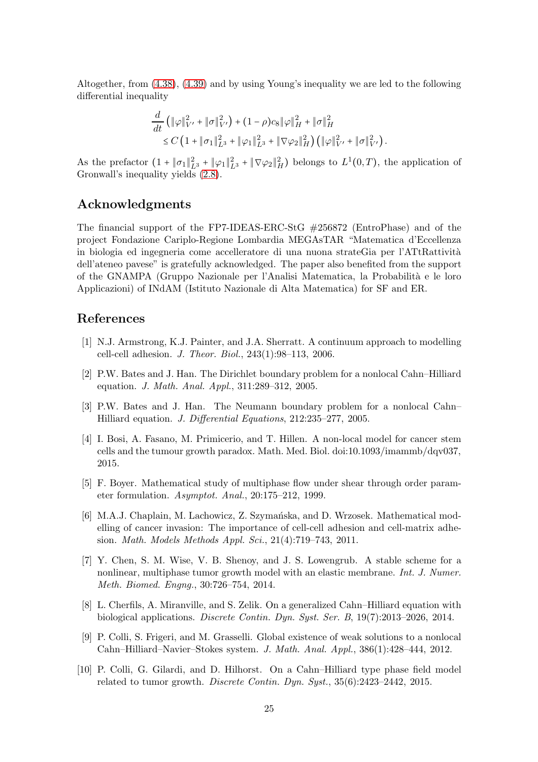Altogether, from (4.38), (4.39) and by using Young's inequality we are led to the following differential inequality

$$
\begin{aligned}
&\frac{d}{dt}\left(\|\varphi\|_{V'}^2 + \|\sigma\|_{V'}^2\right) + (1-\rho)c_8\|\varphi\|_H^2 + \|\sigma\|_H^2 \\
&\quad \le C\left(1 + \|\sigma_1\|_{L^3}^2 + \|\varphi_1\|_{L^3}^2 + \|\nabla\varphi_2\|_H^2\right)\left(\|\varphi\|_{V'}^2 + \|\sigma\|_{V'}^2\right).
\end{aligned}
$$

As the prefactor $(1 + \|\sigma_1\|_{L^3}^2 + \|\varphi_1\|_{L^3}^2 + \|\nabla\varphi_2\|_H^2)$ belongs to $L^1(0,T)$, the application of Gronwall's inequality yields (2.8).

## Acknowledgments

The financial support of the FP7-IDEAS-ERC-StG #256872 (EntroPhase) and of the project Fondazione Cariplo-Regione Lombardia MEGAsTAR "Matematica d'Eccellenza in biologia ed ingegneria come accelleratore di una nuona strateGia per l'ATtRattività dell'ateneo pavese" is gratefully acknowledged. The paper also benefited from the support of the GNAMPA (Gruppo Nazionale per l'Analisi Matematica, la Probabilità e le loro Applicazioni) of INdAM (Istituto Nazionale di Alta Matematica) for SF and ER.

## References

[1] N.J. Armstrong, K.J. Painter, and J.A. Sherratt. A continuum approach to modelling cell-cell adhesion. *J. Theor. Biol.*, 243(1):98–113, 2006.

[2] P.W. Bates and J. Han. The Dirichlet boundary problem for a nonlocal Cahn–Hilliard equation. *J. Math. Anal. Appl.*, 311:289–312, 2005.

[3] P.W. Bates and J. Han. The Neumann boundary problem for a nonlocal Cahn–Hilliard equation. *J. Differential Equations*, 212:235–277, 2005.

[4] I. Bosi, A. Fasano, M. Primicerio, and T. Hillen. A non-local model for cancer stem cells and the tumour growth paradox. Math. Med. Biol. doi:10.1093/imammb/dqv037, 2015.

[5] F. Boyer. Mathematical study of multiphase flow under shear through order parameter formulation. *Asymptot. Anal.*, 20:175–212, 1999.

[6] M.A.J. Chaplain, M. Lachowicz, Z. Szymańska, and D. Wrzosek. Mathematical modelling of cancer invasion: The importance of cell-cell adhesion and cell-matrix adhesion. *Math. Models Methods Appl. Sci.*, 21(4):719–743, 2011.

[7] Y. Chen, S. M. Wise, V. B. Shenoy, and J. S. Lowengrub. A stable scheme for a nonlinear, multiphase tumor growth model with an elastic membrane. *Int. J. Numer. Meth. Biomed. Engng.*, 30:726–754, 2014.

[8] L. Cherfils, A. Miranville, and S. Zelik. On a generalized Cahn–Hilliard equation with biological applications. *Discrete Contin. Dyn. Syst. Ser. B*, 19(7):2013–2026, 2014.

[9] P. Colli, S. Frigeri, and M. Grasselli. Global existence of weak solutions to a nonlocal Cahn–Hilliard–Navier–Stokes system. *J. Math. Anal. Appl.*, 386(1):428–444, 2012.

[10] P. Colli, G. Gilardi, and D. Hilhorst. On a Cahn–Hilliard type phase field model related to tumor growth. *Discrete Contin. Dyn. Syst.*, 35(6):2423–2442, 2015.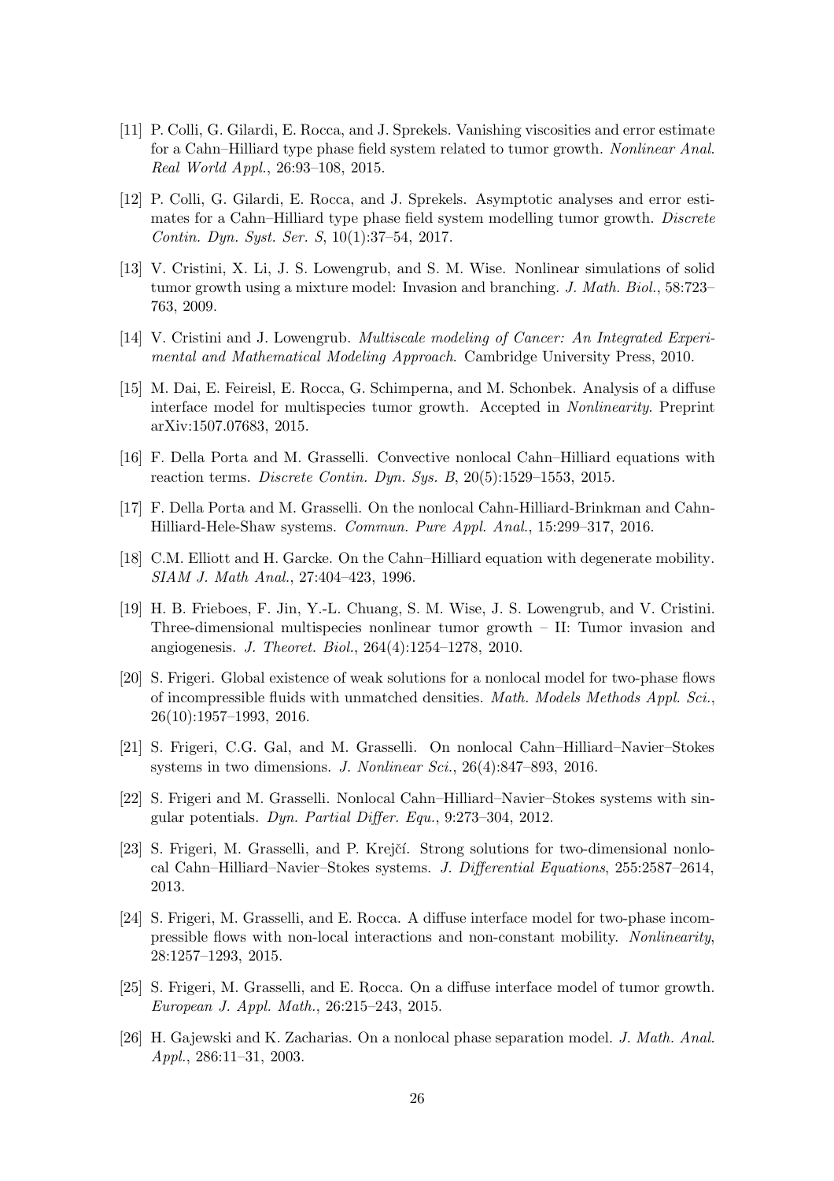[11] P. Colli, G. Gilardi, E. Rocca, and J. Sprekels. Vanishing viscosities and error estimate for a Cahn–Hilliard type phase field system related to tumor growth. *Nonlinear Anal. Real World Appl.*, 26:93–108, 2015.

[12] P. Colli, G. Gilardi, E. Rocca, and J. Sprekels. Asymptotic analyses and error estimates for a Cahn–Hilliard type phase field system modelling tumor growth. *Discrete Contin. Dyn. Syst. Ser. S*, 10(1):37–54, 2017.

[13] V. Cristini, X. Li, J. S. Lowengrub, and S. M. Wise. Nonlinear simulations of solid tumor growth using a mixture model: Invasion and branching. *J. Math. Biol.*, 58:723–763, 2009.

[14] V. Cristini and J. Lowengrub. *Multiscale modeling of Cancer: An Integrated Experimental and Mathematical Modeling Approach*. Cambridge University Press, 2010.

[15] M. Dai, E. Feireisl, E. Rocca, G. Schimperna, and M. Schonbek. Analysis of a diffuse interface model for multispecies tumor growth. Accepted in *Nonlinearity*. Preprint arXiv:1507.07683, 2015.

[16] F. Della Porta and M. Grasselli. Convective nonlocal Cahn–Hilliard equations with reaction terms. *Discrete Contin. Dyn. Sys. B*, 20(5):1529–1553, 2015.

[17] F. Della Porta and M. Grasselli. On the nonlocal Cahn-Hilliard-Brinkman and Cahn-Hilliard-Hele-Shaw systems. *Commun. Pure Appl. Anal.*, 15:299–317, 2016.

[18] C.M. Elliott and H. Garcke. On the Cahn–Hilliard equation with degenerate mobility. *SIAM J. Math Anal.*, 27:404–423, 1996.

[19] H. B. Frieboes, F. Jin, Y.-L. Chuang, S. M. Wise, J. S. Lowengrub, and V. Cristini. Three-dimensional multispecies nonlinear tumor growth – II: Tumor invasion and angiogenesis. *J. Theoret. Biol.*, 264(4):1254–1278, 2010.

[20] S. Frigeri. Global existence of weak solutions for a nonlocal model for two-phase flows of incompressible fluids with unmatched densities. *Math. Models Methods Appl. Sci.*, 26(10):1957–1993, 2016.

[21] S. Frigeri, C.G. Gal, and M. Grasselli. On nonlocal Cahn–Hilliard–Navier–Stokes systems in two dimensions. *J. Nonlinear Sci.*, 26(4):847–893, 2016.

[22] S. Frigeri and M. Grasselli. Nonlocal Cahn–Hilliard–Navier–Stokes systems with singular potentials. *Dyn. Partial Differ. Equ.*, 9:273–304, 2012.

[23] S. Frigeri, M. Grasselli, and P. Krejčí. Strong solutions for two-dimensional nonlocal Cahn–Hilliard–Navier–Stokes systems. *J. Differential Equations*, 255:2587–2614, 2013.

[24] S. Frigeri, M. Grasselli, and E. Rocca. A diffuse interface model for two-phase incompressible flows with non-local interactions and non-constant mobility. *Nonlinearity*, 28:1257–1293, 2015.

[25] S. Frigeri, M. Grasselli, and E. Rocca. On a diffuse interface model of tumor growth. *European J. Appl. Math.*, 26:215–243, 2015.

[26] H. Gajewski and K. Zacharias. On a nonlocal phase separation model. *J. Math. Anal. Appl.*, 286:11–31, 2003.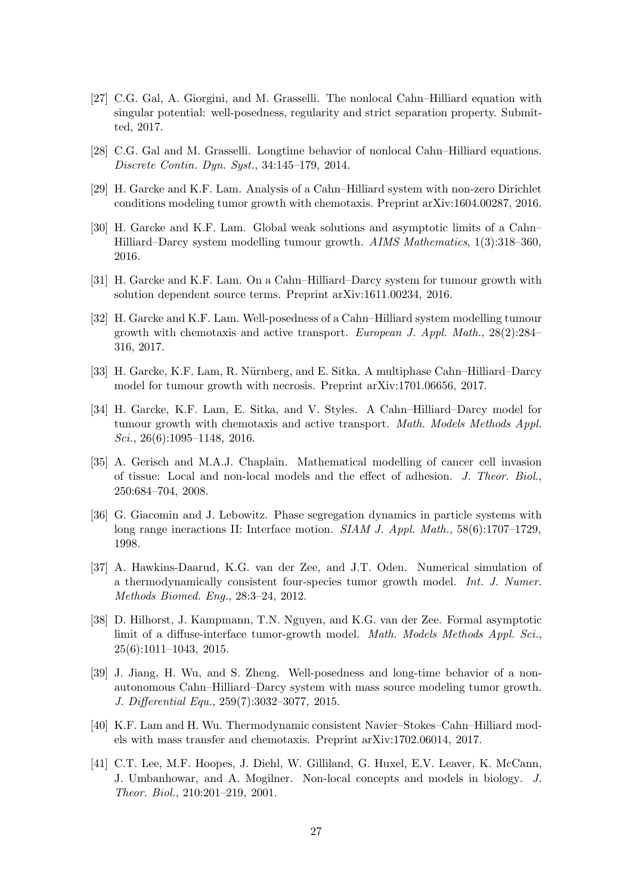[27] C.G. Gal, A. Giorgini, and M. Grasselli. The nonlocal Cahn–Hilliard equation with singular potential: well-posedness, regularity and strict separation property. Submitted, 2017.

[28] C.G. Gal and M. Grasselli. Longtime behavior of nonlocal Cahn–Hilliard equations. *Discrete Contin. Dyn. Syst.*, 34:145–179, 2014.

[29] H. Garcke and K.F. Lam. Analysis of a Cahn–Hilliard system with non-zero Dirichlet conditions modeling tumor growth with chemotaxis. Preprint arXiv:1604.00287, 2016.

[30] H. Garcke and K.F. Lam. Global weak solutions and asymptotic limits of a Cahn–Hilliard–Darcy system modelling tumour growth. *AIMS Mathematics*, 1(3):318–360, 2016.

[31] H. Garcke and K.F. Lam. On a Cahn–Hilliard–Darcy system for tumour growth with solution dependent source terms. Preprint arXiv:1611.00234, 2016.

[32] H. Garcke and K.F. Lam. Well-posedness of a Cahn–Hilliard system modelling tumour growth with chemotaxis and active transport. *European J. Appl. Math.*, 28(2):284–316, 2017.

[33] H. Garcke, K.F. Lam, R. Nürnberg, and E. Sitka. A multiphase Cahn–Hilliard–Darcy model for tumour growth with necrosis. Preprint arXiv:1701.06656, 2017.

[34] H. Garcke, K.F. Lam, E. Sitka, and V. Styles. A Cahn–Hilliard–Darcy model for tumour growth with chemotaxis and active transport. *Math. Models Methods Appl. Sci.*, 26(6):1095–1148, 2016.

[35] A. Gerisch and M.A.J. Chaplain. Mathematical modelling of cancer cell invasion of tissue: Local and non-local models and the effect of adhesion. *J. Theor. Biol.*, 250:684–704, 2008.

[36] G. Giacomin and J. Lebowitz. Phase segregation dynamics in particle systems with long range ineractions II: Interface motion. *SIAM J. Appl. Math.*, 58(6):1707–1729, 1998.

[37] A. Hawkins-Daarud, K.G. van der Zee, and J.T. Oden. Numerical simulation of a thermodynamically consistent four-species tumor growth model. *Int. J. Numer. Methods Biomed. Eng.*, 28:3–24, 2012.

[38] D. Hilhorst, J. Kampmann, T.N. Nguyen, and K.G. van der Zee. Formal asymptotic limit of a diffuse-interface tumor-growth model. *Math. Models Methods Appl. Sci.*, 25(6):1011–1043, 2015.

[39] J. Jiang, H. Wu, and S. Zheng. Well-posedness and long-time behavior of a non-autonomous Cahn–Hilliard–Darcy system with mass source modeling tumor growth. *J. Differential Equ.*, 259(7):3032–3077, 2015.

[40] K.F. Lam and H. Wu. Thermodynamic consistent Navier–Stokes–Cahn–Hilliard models with mass transfer and chemotaxis. Preprint arXiv:1702.06014, 2017.

[41] C.T. Lee, M.F. Hoopes, J. Diehl, W. Gilliland, G. Huxel, E.V. Leaver, K. McCann, J. Umbanhowar, and A. Mogilner. Non-local concepts and models in biology. *J. Theor. Biol.*, 210:201–219, 2001.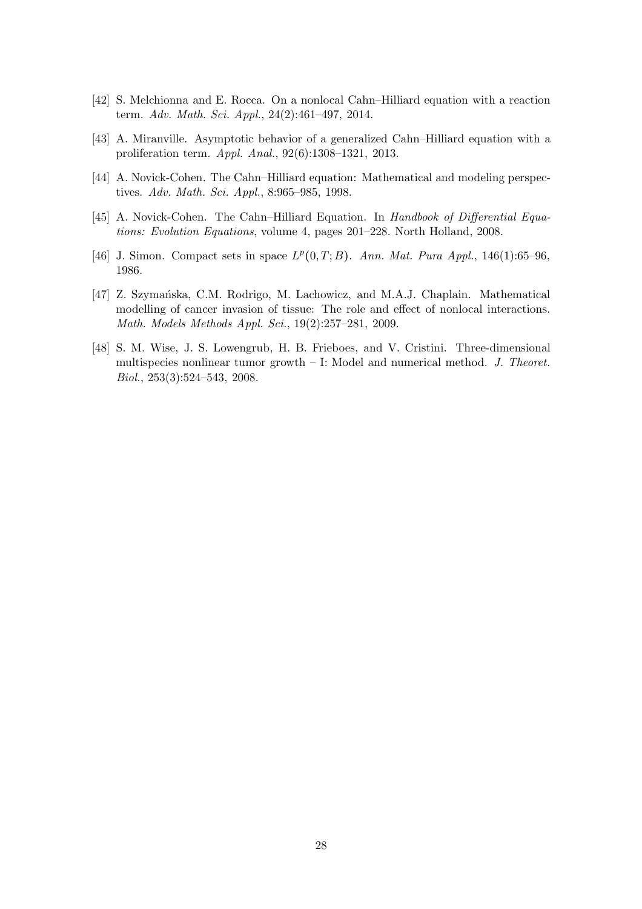[42] S. Melchionna and E. Rocca. On a nonlocal Cahn–Hilliard equation with a reaction term. *Adv. Math. Sci. Appl.*, 24(2):461–497, 2014.

[43] A. Miranville. Asymptotic behavior of a generalized Cahn–Hilliard equation with a proliferation term. *Appl. Anal.*, 92(6):1308–1321, 2013.

[44] A. Novick-Cohen. The Cahn–Hilliard equation: Mathematical and modeling perspectives. *Adv. Math. Sci. Appl.*, 8:965–985, 1998.

[45] A. Novick-Cohen. The Cahn–Hilliard Equation. In *Handbook of Differential Equations: Evolution Equations*, volume 4, pages 201–228. North Holland, 2008.

[46] J. Simon. Compact sets in space $L^p(0,T;B)$. *Ann. Mat. Pura Appl.*, 146(1):65–96, 1986.

[47] Z. Szymańska, C.M. Rodrigo, M. Lachowicz, and M.A.J. Chaplain. Mathematical modelling of cancer invasion of tissue: The role and effect of nonlocal interactions. *Math. Models Methods Appl. Sci.*, 19(2):257–281, 2009.

[48] S. M. Wise, J. S. Lowengrub, H. B. Frieboes, and V. Cristini. Three-dimensional multispecies nonlinear tumor growth – I: Model and numerical method. *J. Theoret. Biol.*, 253(3):524–543, 2008.